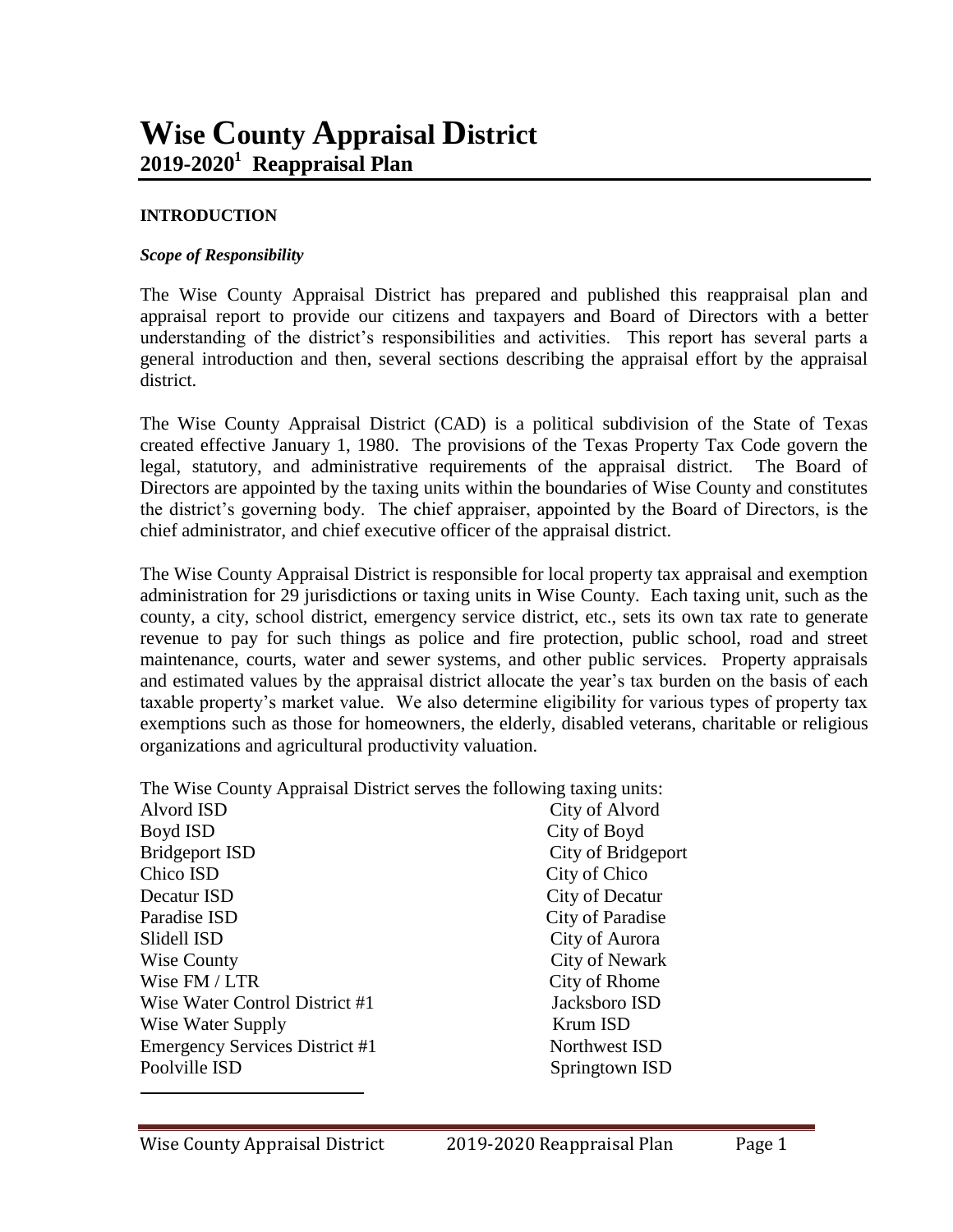# Wise County Appraisal District
## 2019-2020[1] Reappraisal Plan

### INTRODUCTION

#### *Scope of Responsibility*

The Wise County Appraisal District has prepared and published this reappraisal plan and appraisal report to provide our citizens and taxpayers and Board of Directors with a better understanding of the district's responsibilities and activities. This report has several parts a general introduction and then, several sections describing the appraisal effort by the appraisal district.

The Wise County Appraisal District (CAD) is a political subdivision of the State of Texas created effective January 1, 1980. The provisions of the Texas Property Tax Code govern the legal, statutory, and administrative requirements of the appraisal district. The Board of Directors are appointed by the taxing units within the boundaries of Wise County and constitutes the district's governing body. The chief appraiser, appointed by the Board of Directors, is the chief administrator, and chief executive officer of the appraisal district.

The Wise County Appraisal District is responsible for local property tax appraisal and exemption administration for 29 jurisdictions or taxing units in Wise County. Each taxing unit, such as the county, a city, school district, emergency service district, etc., sets its own tax rate to generate revenue to pay for such things as police and fire protection, public school, road and street maintenance, courts, water and sewer systems, and other public services. Property appraisals and estimated values by the appraisal district allocate the year's tax burden on the basis of each taxable property's market value. We also determine eligibility for various types of property tax exemptions such as those for homeowners, the elderly, disabled veterans, charitable or religious organizations and agricultural productivity valuation.

The Wise County Appraisal District serves the following taxing units:

- Alvord ISD
- Boyd ISD
- Bridgeport ISD
- Chico ISD
- Decatur ISD
- Paradise ISD
- Slidell ISD
- Wise County
- Wise FM / LTR
- Wise Water Control District #1
- Wise Water Supply
- Emergency Services District #1
- Poolville ISD
- City of Alvord
- City of Boyd
- City of Bridgeport
- City of Chico
- City of Decatur
- City of Paradise
- City of Aurora
- City of Newark
- City of Rhome
- Jacksboro ISD
- Krum ISD
- Northwest ISD
- Springtown ISD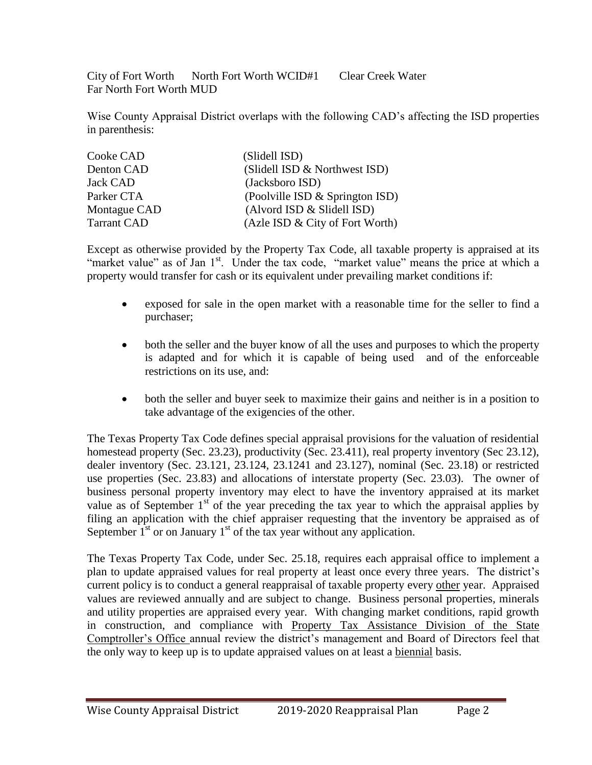City of Fort Worth North Fort Worth WCID#1 Clear Creek Water Far North Fort Worth MUD

Wise County Appraisal District overlaps with the following CAD's affecting the ISD properties in parenthesis:

| | |
|---|---|
| Cooke CAD | (Slidell ISD) |
| Denton CAD | (Slidell ISD & Northwest ISD) |
| Jack CAD | (Jacksboro ISD) |
| Parker CTA | (Poolville ISD & Springton ISD) |
| Montague CAD | (Alvord ISD & Slidell ISD) |
| Tarrant CAD | (Azle ISD & City of Fort Worth) |

Except as otherwise provided by the Property Tax Code, all taxable property is appraised at its "market value" as of Jan 1st. Under the tax code, "market value" means the price at which a property would transfer for cash or its equivalent under prevailing market conditions if:

- exposed for sale in the open market with a reasonable time for the seller to find a purchaser;
- both the seller and the buyer know of all the uses and purposes to which the property is adapted and for which it is capable of being used and of the enforceable restrictions on its use, and:
- both the seller and buyer seek to maximize their gains and neither is in a position to take advantage of the exigencies of the other.

The Texas Property Tax Code defines special appraisal provisions for the valuation of residential homestead property (Sec. 23.23), productivity (Sec. 23.411), real property inventory (Sec 23.12), dealer inventory (Sec. 23.121, 23.124, 23.1241 and 23.127), nominal (Sec. 23.18) or restricted use properties (Sec. 23.83) and allocations of interstate property (Sec. 23.03). The owner of business personal property inventory may elect to have the inventory appraised at its market value as of September 1st of the year preceding the tax year to which the appraisal applies by filing an application with the chief appraiser requesting that the inventory be appraised as of September 1st or on January 1st of the tax year without any application.

The Texas Property Tax Code, under Sec. 25.18, requires each appraisal office to implement a plan to update appraised values for real property at least once every three years. The district's current policy is to conduct a general reappraisal of taxable property every other year. Appraised values are reviewed annually and are subject to change. Business personal properties, minerals and utility properties are appraised every year. With changing market conditions, rapid growth in construction, and compliance with Property Tax Assistance Division of the State Comptroller's Office annual review the district's management and Board of Directors feel that the only way to keep up is to update appraised values on at least a biennial basis.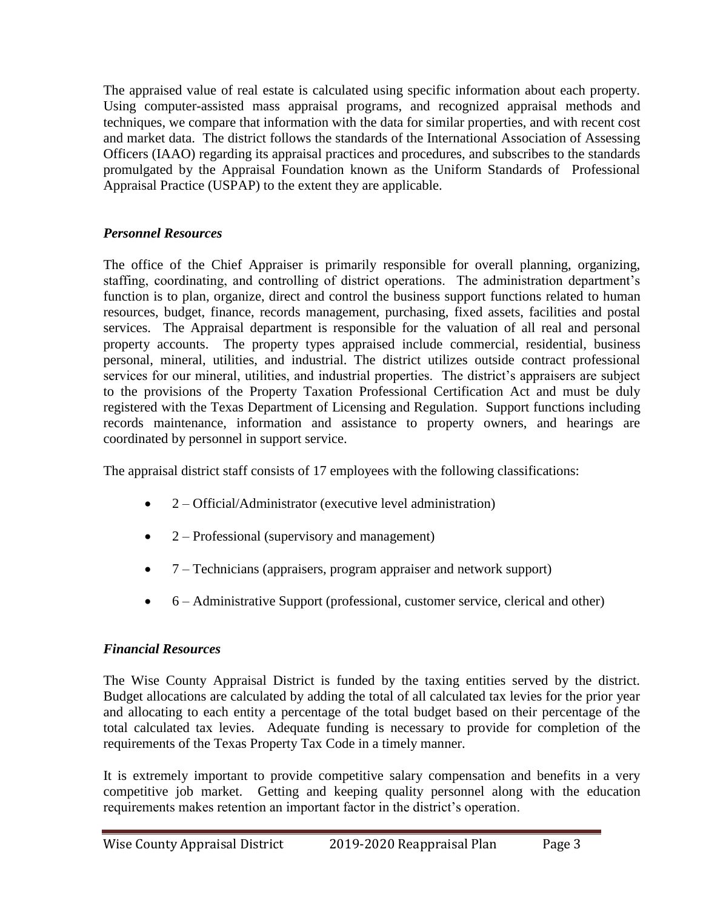The appraised value of real estate is calculated using specific information about each property. Using computer-assisted mass appraisal programs, and recognized appraisal methods and techniques, we compare that information with the data for similar properties, and with recent cost and market data. The district follows the standards of the International Association of Assessing Officers (IAAO) regarding its appraisal practices and procedures, and subscribes to the standards promulgated by the Appraisal Foundation known as the Uniform Standards of Professional Appraisal Practice (USPAP) to the extent they are applicable.

### *Personnel Resources*

The office of the Chief Appraiser is primarily responsible for overall planning, organizing, staffing, coordinating, and controlling of district operations. The administration department's function is to plan, organize, direct and control the business support functions related to human resources, budget, finance, records management, purchasing, fixed assets, facilities and postal services. The Appraisal department is responsible for the valuation of all real and personal property accounts. The property types appraised include commercial, residential, business personal, mineral, utilities, and industrial. The district utilizes outside contract professional services for our mineral, utilities, and industrial properties. The district's appraisers are subject to the provisions of the Property Taxation Professional Certification Act and must be duly registered with the Texas Department of Licensing and Regulation. Support functions including records maintenance, information and assistance to property owners, and hearings are coordinated by personnel in support service.

The appraisal district staff consists of 17 employees with the following classifications:

- 2 – Official/Administrator (executive level administration)
- 2 – Professional (supervisory and management)
- 7 – Technicians (appraisers, program appraiser and network support)
- 6 – Administrative Support (professional, customer service, clerical and other)

### *Financial Resources*

The Wise County Appraisal District is funded by the taxing entities served by the district. Budget allocations are calculated by adding the total of all calculated tax levies for the prior year and allocating to each entity a percentage of the total budget based on their percentage of the total calculated tax levies. Adequate funding is necessary to provide for completion of the requirements of the Texas Property Tax Code in a timely manner.

It is extremely important to provide competitive salary compensation and benefits in a very competitive job market. Getting and keeping quality personnel along with the education requirements makes retention an important factor in the district's operation.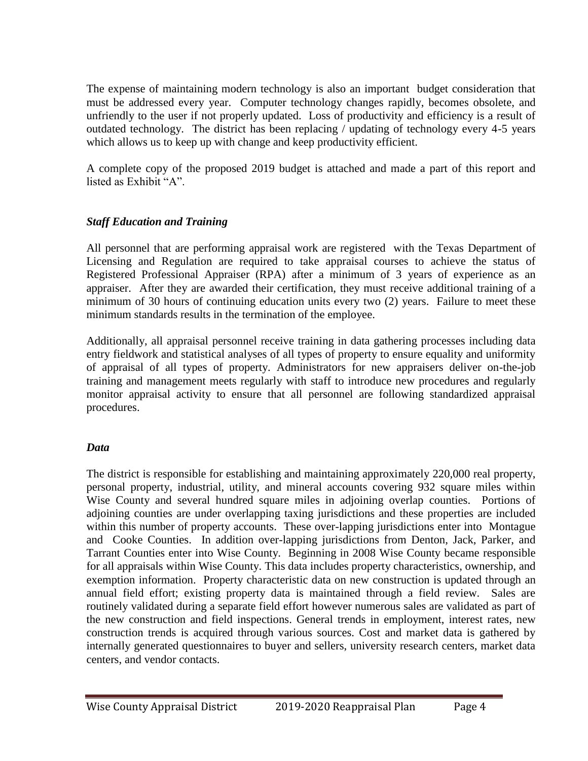The expense of maintaining modern technology is also an important budget consideration that must be addressed every year. Computer technology changes rapidly, becomes obsolete, and unfriendly to the user if not properly updated. Loss of productivity and efficiency is a result of outdated technology. The district has been replacing / updating of technology every 4-5 years which allows us to keep up with change and keep productivity efficient.

A complete copy of the proposed 2019 budget is attached and made a part of this report and listed as Exhibit "A".

### *Staff Education and Training*

All personnel that are performing appraisal work are registered with the Texas Department of Licensing and Regulation are required to take appraisal courses to achieve the status of Registered Professional Appraiser (RPA) after a minimum of 3 years of experience as an appraiser. After they are awarded their certification, they must receive additional training of a minimum of 30 hours of continuing education units every two (2) years. Failure to meet these minimum standards results in the termination of the employee.

Additionally, all appraisal personnel receive training in data gathering processes including data entry fieldwork and statistical analyses of all types of property to ensure equality and uniformity of appraisal of all types of property. Administrators for new appraisers deliver on-the-job training and management meets regularly with staff to introduce new procedures and regularly monitor appraisal activity to ensure that all personnel are following standardized appraisal procedures.

### *Data*

The district is responsible for establishing and maintaining approximately 220,000 real property, personal property, industrial, utility, and mineral accounts covering 932 square miles within Wise County and several hundred square miles in adjoining overlap counties. Portions of adjoining counties are under overlapping taxing jurisdictions and these properties are included within this number of property accounts. These over-lapping jurisdictions enter into Montague and Cooke Counties. In addition over-lapping jurisdictions from Denton, Jack, Parker, and Tarrant Counties enter into Wise County. Beginning in 2008 Wise County became responsible for all appraisals within Wise County. This data includes property characteristics, ownership, and exemption information. Property characteristic data on new construction is updated through an annual field effort; existing property data is maintained through a field review. Sales are routinely validated during a separate field effort however numerous sales are validated as part of the new construction and field inspections. General trends in employment, interest rates, new construction trends is acquired through various sources. Cost and market data is gathered by internally generated questionnaires to buyer and sellers, university research centers, market data centers, and vendor contacts.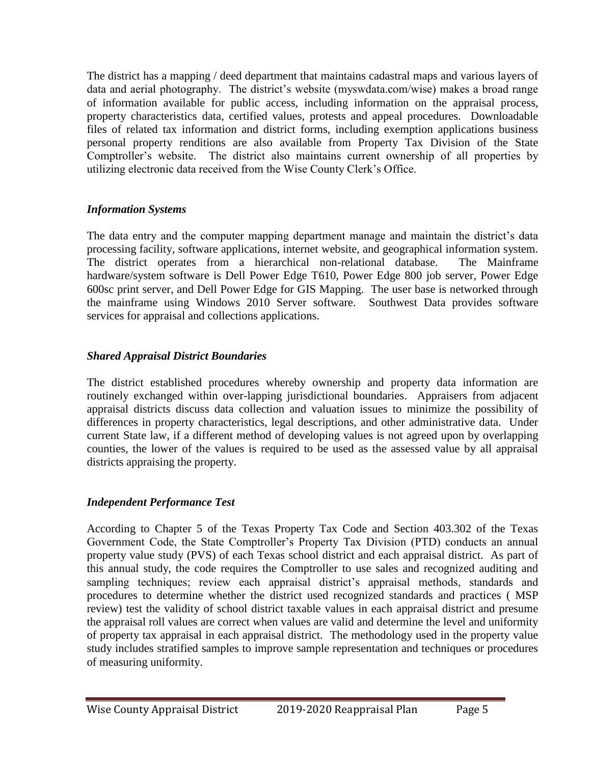The district has a mapping / deed department that maintains cadastral maps and various layers of data and aerial photography. The district's website (myswdata.com/wise) makes a broad range of information available for public access, including information on the appraisal process, property characteristics data, certified values, protests and appeal procedures. Downloadable files of related tax information and district forms, including exemption applications business personal property renditions are also available from Property Tax Division of the State Comptroller's website. The district also maintains current ownership of all properties by utilizing electronic data received from the Wise County Clerk's Office.

### *Information Systems*

The data entry and the computer mapping department manage and maintain the district's data processing facility, software applications, internet website, and geographical information system. The district operates from a hierarchical non-relational database. The Mainframe hardware/system software is Dell Power Edge T610, Power Edge 800 job server, Power Edge 600sc print server, and Dell Power Edge for GIS Mapping. The user base is networked through the mainframe using Windows 2010 Server software. Southwest Data provides software services for appraisal and collections applications.

### *Shared Appraisal District Boundaries*

The district established procedures whereby ownership and property data information are routinely exchanged within over-lapping jurisdictional boundaries. Appraisers from adjacent appraisal districts discuss data collection and valuation issues to minimize the possibility of differences in property characteristics, legal descriptions, and other administrative data. Under current State law, if a different method of developing values is not agreed upon by overlapping counties, the lower of the values is required to be used as the assessed value by all appraisal districts appraising the property.

### *Independent Performance Test*

According to Chapter 5 of the Texas Property Tax Code and Section 403.302 of the Texas Government Code, the State Comptroller's Property Tax Division (PTD) conducts an annual property value study (PVS) of each Texas school district and each appraisal district. As part of this annual study, the code requires the Comptroller to use sales and recognized auditing and sampling techniques; review each appraisal district's appraisal methods, standards and procedures to determine whether the district used recognized standards and practices ( MSP review) test the validity of school district taxable values in each appraisal district and presume the appraisal roll values are correct when values are valid and determine the level and uniformity of property tax appraisal in each appraisal district. The methodology used in the property value study includes stratified samples to improve sample representation and techniques or procedures of measuring uniformity.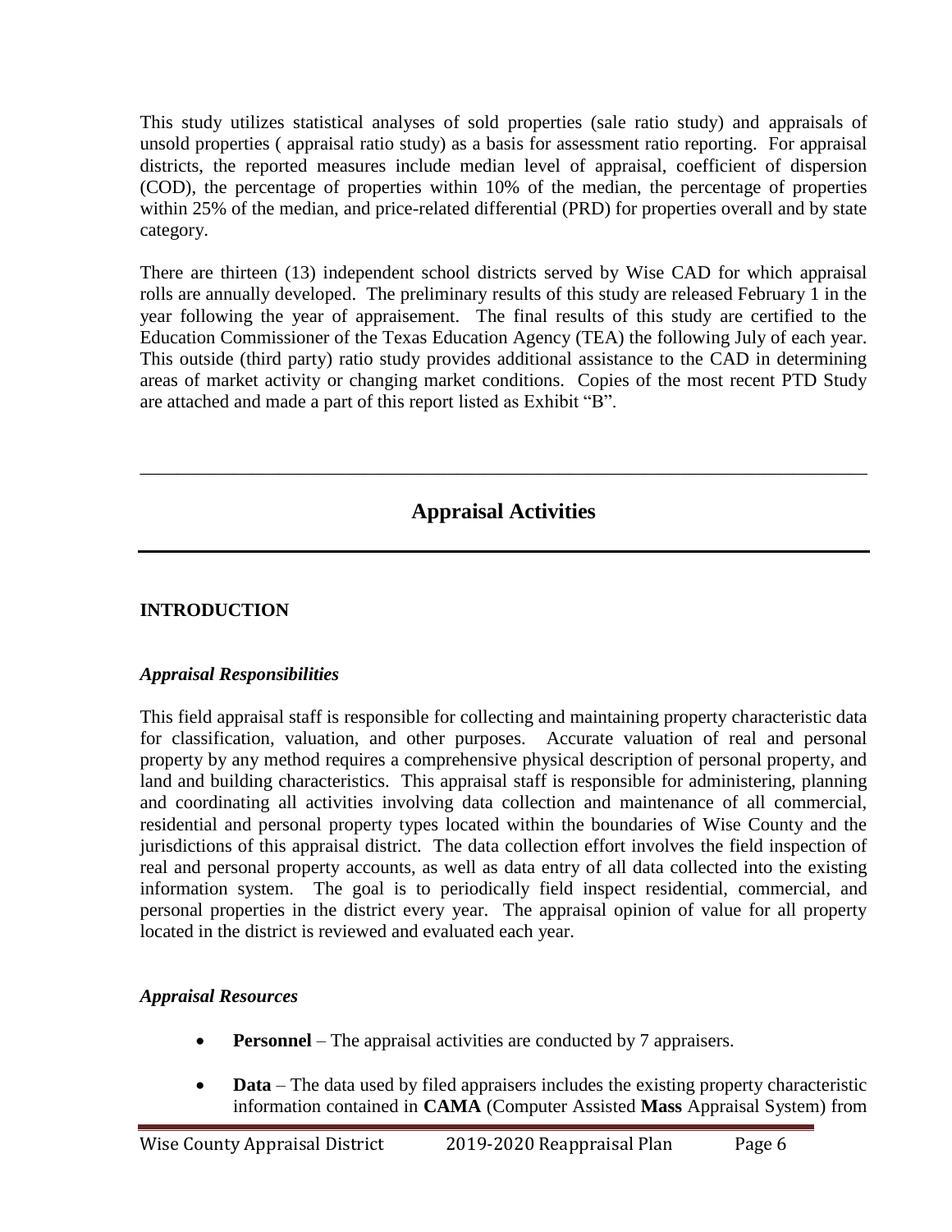This study utilizes statistical analyses of sold properties (sale ratio study) and appraisals of unsold properties ( appraisal ratio study) as a basis for assessment ratio reporting. For appraisal districts, the reported measures include median level of appraisal, coefficient of dispersion (COD), the percentage of properties within 10% of the median, the percentage of properties within 25% of the median, and price-related differential (PRD) for properties overall and by state category.

There are thirteen (13) independent school districts served by Wise CAD for which appraisal rolls are annually developed. The preliminary results of this study are released February 1 in the year following the year of appraisement. The final results of this study are certified to the Education Commissioner of the Texas Education Agency (TEA) the following July of each year. This outside (third party) ratio study provides additional assistance to the CAD in determining areas of market activity or changing market conditions. Copies of the most recent PTD Study are attached and made a part of this report listed as Exhibit "B".

---

## Appraisal Activities

---

### INTRODUCTION

#### *Appraisal Responsibilities*

This field appraisal staff is responsible for collecting and maintaining property characteristic data for classification, valuation, and other purposes. Accurate valuation of real and personal property by any method requires a comprehensive physical description of personal property, and land and building characteristics. This appraisal staff is responsible for administering, planning and coordinating all activities involving data collection and maintenance of all commercial, residential and personal property types located within the boundaries of Wise County and the jurisdictions of this appraisal district. The data collection effort involves the field inspection of real and personal property accounts, as well as data entry of all data collected into the existing information system. The goal is to periodically field inspect residential, commercial, and personal properties in the district every year. The appraisal opinion of value for all property located in the district is reviewed and evaluated each year.

#### *Appraisal Resources*

- **Personnel** – The appraisal activities are conducted by 7 appraisers.
- **Data** – The data used by filed appraisers includes the existing property characteristic information contained in **CAMA** (Computer Assisted **Mass** Appraisal System) from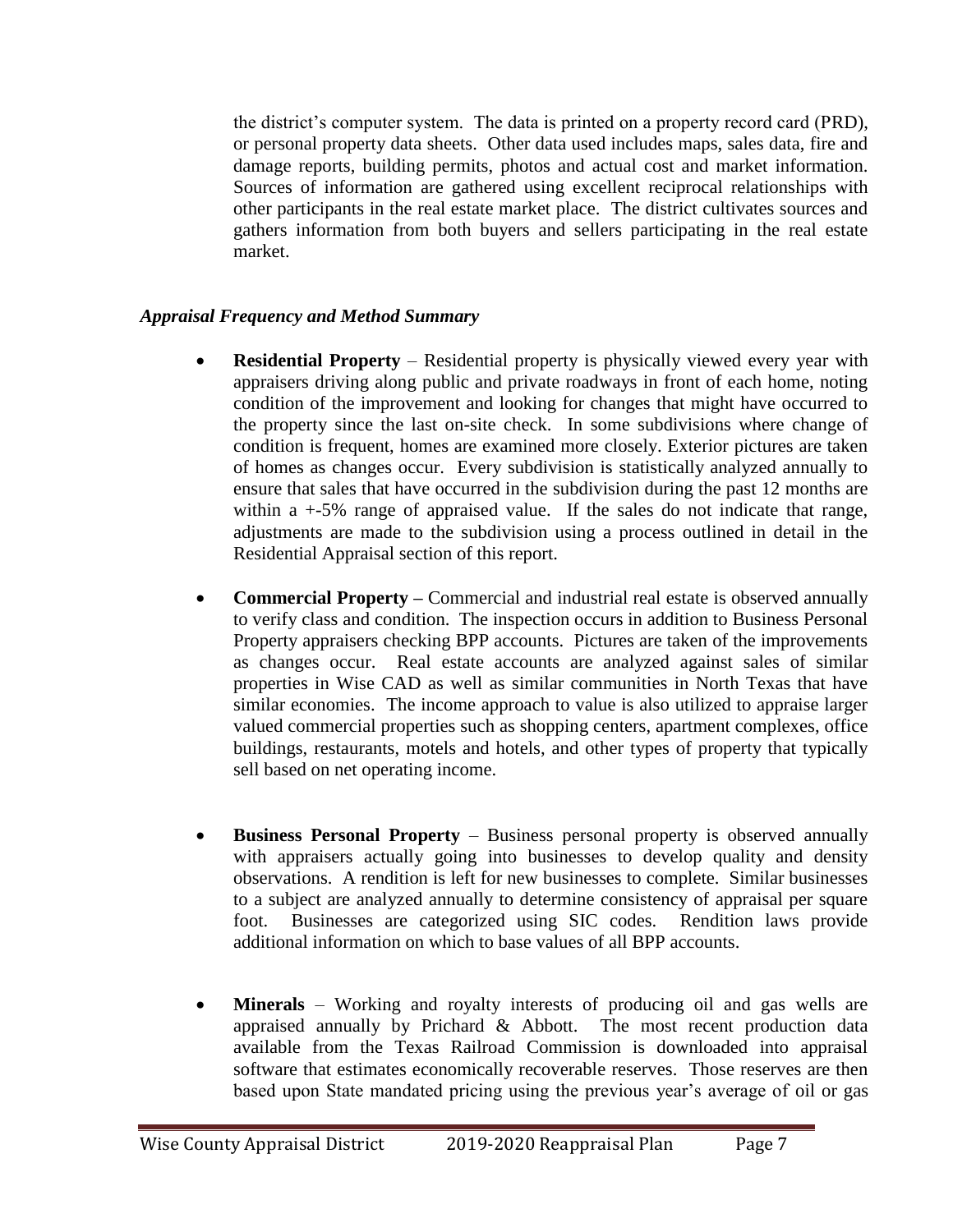the district's computer system. The data is printed on a property record card (PRD), or personal property data sheets. Other data used includes maps, sales data, fire and damage reports, building permits, photos and actual cost and market information. Sources of information are gathered using excellent reciprocal relationships with other participants in the real estate market place. The district cultivates sources and gathers information from both buyers and sellers participating in the real estate market.

### *Appraisal Frequency and Method Summary*

- **Residential Property** – Residential property is physically viewed every year with appraisers driving along public and private roadways in front of each home, noting condition of the improvement and looking for changes that might have occurred to the property since the last on-site check. In some subdivisions where change of condition is frequent, homes are examined more closely. Exterior pictures are taken of homes as changes occur. Every subdivision is statistically analyzed annually to ensure that sales that have occurred in the subdivision during the past 12 months are within a +-5% range of appraised value. If the sales do not indicate that range, adjustments are made to the subdivision using a process outlined in detail in the Residential Appraisal section of this report.

- **Commercial Property –** Commercial and industrial real estate is observed annually to verify class and condition. The inspection occurs in addition to Business Personal Property appraisers checking BPP accounts. Pictures are taken of the improvements as changes occur. Real estate accounts are analyzed against sales of similar properties in Wise CAD as well as similar communities in North Texas that have similar economies. The income approach to value is also utilized to appraise larger valued commercial properties such as shopping centers, apartment complexes, office buildings, restaurants, motels and hotels, and other types of property that typically sell based on net operating income.

- **Business Personal Property** – Business personal property is observed annually with appraisers actually going into businesses to develop quality and density observations. A rendition is left for new businesses to complete. Similar businesses to a subject are analyzed annually to determine consistency of appraisal per square foot. Businesses are categorized using SIC codes. Rendition laws provide additional information on which to base values of all BPP accounts.

- **Minerals** – Working and royalty interests of producing oil and gas wells are appraised annually by Prichard & Abbott. The most recent production data available from the Texas Railroad Commission is downloaded into appraisal software that estimates economically recoverable reserves. Those reserves are then based upon State mandated pricing using the previous year's average of oil or gas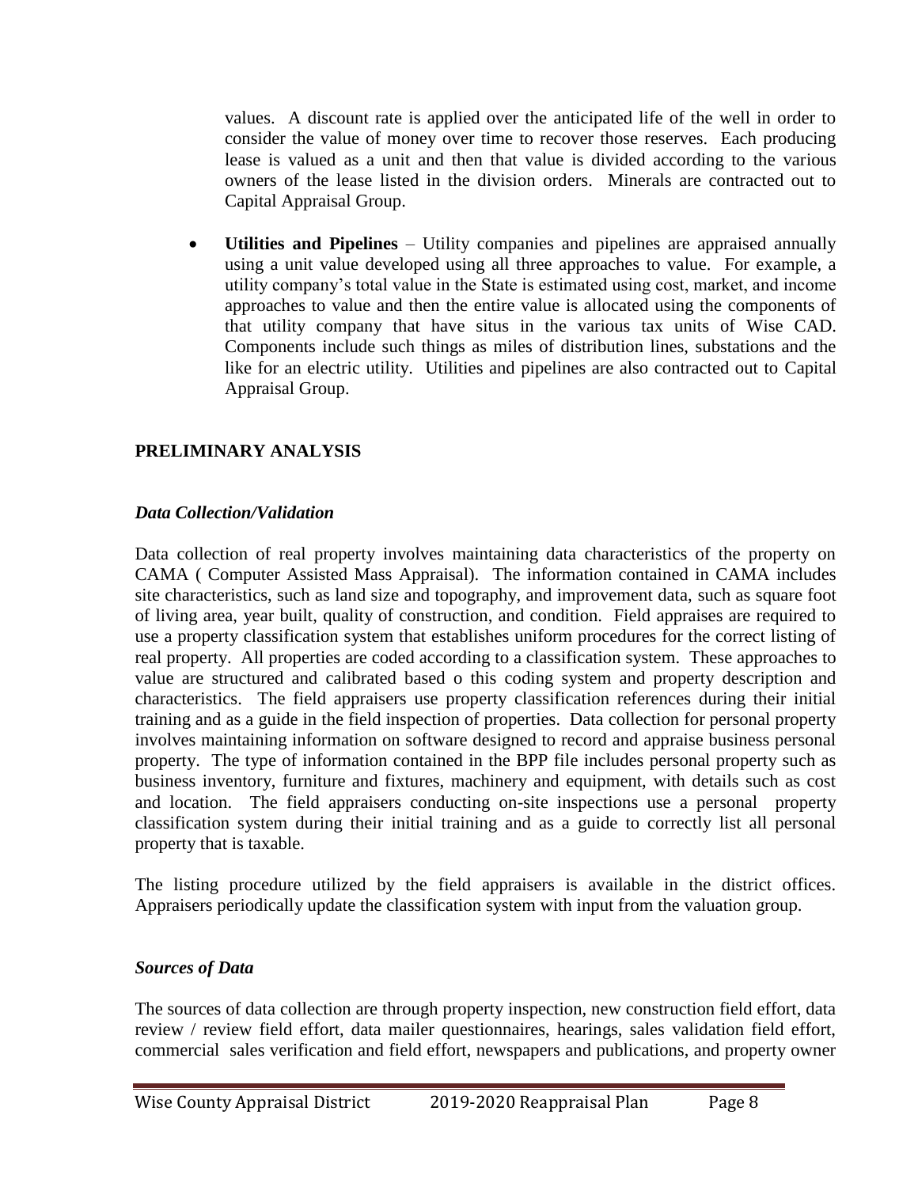values. A discount rate is applied over the anticipated life of the well in order to consider the value of money over time to recover those reserves. Each producing lease is valued as a unit and then that value is divided according to the various owners of the lease listed in the division orders. Minerals are contracted out to Capital Appraisal Group.

- **Utilities and Pipelines** – Utility companies and pipelines are appraised annually using a unit value developed using all three approaches to value. For example, a utility company's total value in the State is estimated using cost, market, and income approaches to value and then the entire value is allocated using the components of that utility company that have situs in the various tax units of Wise CAD. Components include such things as miles of distribution lines, substations and the like for an electric utility. Utilities and pipelines are also contracted out to Capital Appraisal Group.

## PRELIMINARY ANALYSIS

### *Data Collection/Validation*

Data collection of real property involves maintaining data characteristics of the property on CAMA ( Computer Assisted Mass Appraisal). The information contained in CAMA includes site characteristics, such as land size and topography, and improvement data, such as square foot of living area, year built, quality of construction, and condition. Field appraises are required to use a property classification system that establishes uniform procedures for the correct listing of real property. All properties are coded according to a classification system. These approaches to value are structured and calibrated based o this coding system and property description and characteristics. The field appraisers use property classification references during their initial training and as a guide in the field inspection of properties. Data collection for personal property involves maintaining information on software designed to record and appraise business personal property. The type of information contained in the BPP file includes personal property such as business inventory, furniture and fixtures, machinery and equipment, with details such as cost and location. The field appraisers conducting on-site inspections use a personal property classification system during their initial training and as a guide to correctly list all personal property that is taxable.

The listing procedure utilized by the field appraisers is available in the district offices. Appraisers periodically update the classification system with input from the valuation group.

### *Sources of Data*

The sources of data collection are through property inspection, new construction field effort, data review / review field effort, data mailer questionnaires, hearings, sales validation field effort, commercial sales verification and field effort, newspapers and publications, and property owner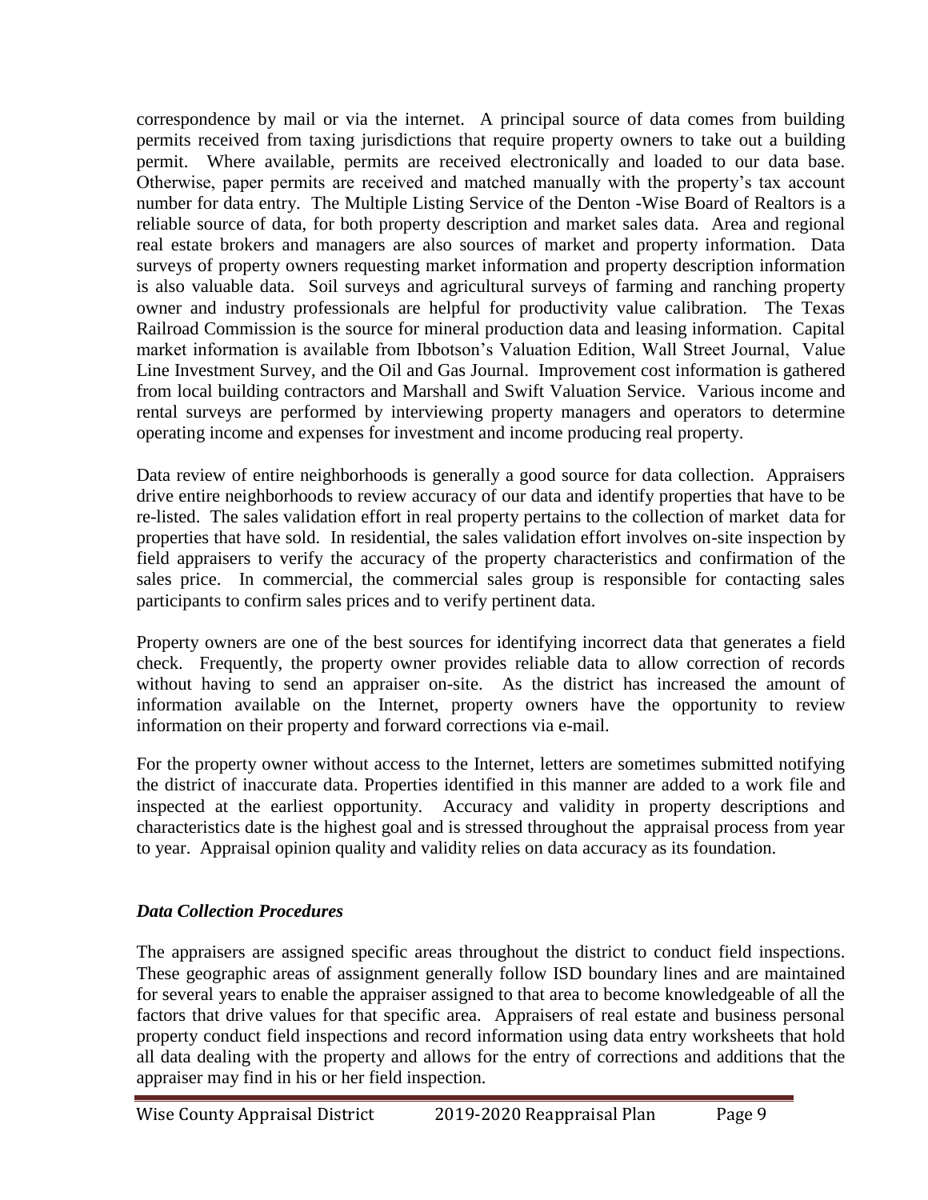correspondence by mail or via the internet. A principal source of data comes from building permits received from taxing jurisdictions that require property owners to take out a building permit. Where available, permits are received electronically and loaded to our data base. Otherwise, paper permits are received and matched manually with the property's tax account number for data entry. The Multiple Listing Service of the Denton -Wise Board of Realtors is a reliable source of data, for both property description and market sales data. Area and regional real estate brokers and managers are also sources of market and property information. Data surveys of property owners requesting market information and property description information is also valuable data. Soil surveys and agricultural surveys of farming and ranching property owner and industry professionals are helpful for productivity value calibration. The Texas Railroad Commission is the source for mineral production data and leasing information. Capital market information is available from Ibbotson's Valuation Edition, Wall Street Journal, Value Line Investment Survey, and the Oil and Gas Journal. Improvement cost information is gathered from local building contractors and Marshall and Swift Valuation Service. Various income and rental surveys are performed by interviewing property managers and operators to determine operating income and expenses for investment and income producing real property.

Data review of entire neighborhoods is generally a good source for data collection. Appraisers drive entire neighborhoods to review accuracy of our data and identify properties that have to be re-listed. The sales validation effort in real property pertains to the collection of market data for properties that have sold. In residential, the sales validation effort involves on-site inspection by field appraisers to verify the accuracy of the property characteristics and confirmation of the sales price. In commercial, the commercial sales group is responsible for contacting sales participants to confirm sales prices and to verify pertinent data.

Property owners are one of the best sources for identifying incorrect data that generates a field check. Frequently, the property owner provides reliable data to allow correction of records without having to send an appraiser on-site. As the district has increased the amount of information available on the Internet, property owners have the opportunity to review information on their property and forward corrections via e-mail.

For the property owner without access to the Internet, letters are sometimes submitted notifying the district of inaccurate data. Properties identified in this manner are added to a work file and inspected at the earliest opportunity. Accuracy and validity in property descriptions and characteristics date is the highest goal and is stressed throughout the appraisal process from year to year. Appraisal opinion quality and validity relies on data accuracy as its foundation.

### *Data Collection Procedures*

The appraisers are assigned specific areas throughout the district to conduct field inspections. These geographic areas of assignment generally follow ISD boundary lines and are maintained for several years to enable the appraiser assigned to that area to become knowledgeable of all the factors that drive values for that specific area. Appraisers of real estate and business personal property conduct field inspections and record information using data entry worksheets that hold all data dealing with the property and allows for the entry of corrections and additions that the appraiser may find in his or her field inspection.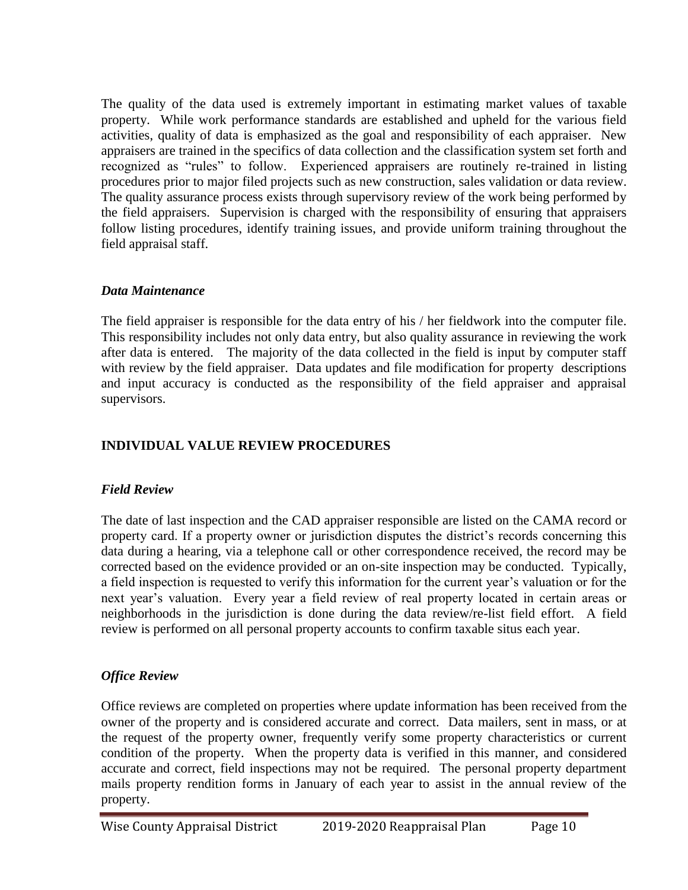The quality of the data used is extremely important in estimating market values of taxable property. While work performance standards are established and upheld for the various field activities, quality of data is emphasized as the goal and responsibility of each appraiser. New appraisers are trained in the specifics of data collection and the classification system set forth and recognized as "rules" to follow. Experienced appraisers are routinely re-trained in listing procedures prior to major filed projects such as new construction, sales validation or data review. The quality assurance process exists through supervisory review of the work being performed by the field appraisers. Supervision is charged with the responsibility of ensuring that appraisers follow listing procedures, identify training issues, and provide uniform training throughout the field appraisal staff.

### *Data Maintenance*

The field appraiser is responsible for the data entry of his / her fieldwork into the computer file. This responsibility includes not only data entry, but also quality assurance in reviewing the work after data is entered. The majority of the data collected in the field is input by computer staff with review by the field appraiser. Data updates and file modification for property descriptions and input accuracy is conducted as the responsibility of the field appraiser and appraisal supervisors.

## INDIVIDUAL VALUE REVIEW PROCEDURES

### *Field Review*

The date of last inspection and the CAD appraiser responsible are listed on the CAMA record or property card. If a property owner or jurisdiction disputes the district's records concerning this data during a hearing, via a telephone call or other correspondence received, the record may be corrected based on the evidence provided or an on-site inspection may be conducted. Typically, a field inspection is requested to verify this information for the current year's valuation or for the next year's valuation. Every year a field review of real property located in certain areas or neighborhoods in the jurisdiction is done during the data review/re-list field effort. A field review is performed on all personal property accounts to confirm taxable situs each year.

### *Office Review*

Office reviews are completed on properties where update information has been received from the owner of the property and is considered accurate and correct. Data mailers, sent in mass, or at the request of the property owner, frequently verify some property characteristics or current condition of the property. When the property data is verified in this manner, and considered accurate and correct, field inspections may not be required. The personal property department mails property rendition forms in January of each year to assist in the annual review of the property.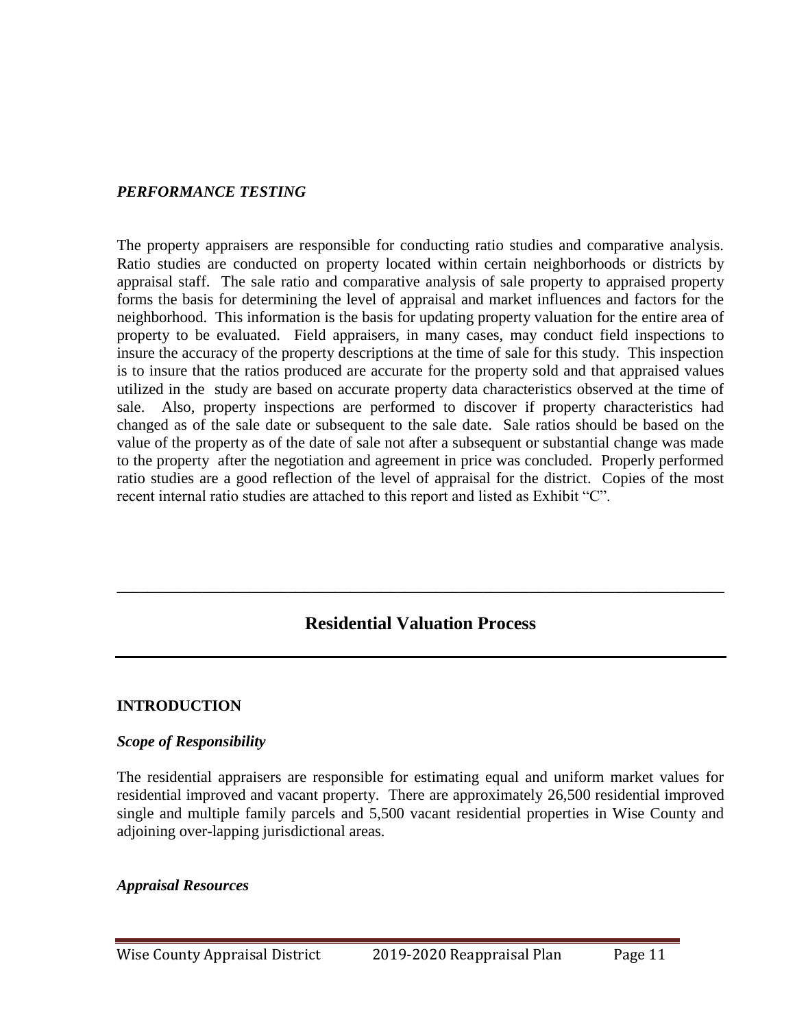### *PERFORMANCE TESTING*

The property appraisers are responsible for conducting ratio studies and comparative analysis. Ratio studies are conducted on property located within certain neighborhoods or districts by appraisal staff. The sale ratio and comparative analysis of sale property to appraised property forms the basis for determining the level of appraisal and market influences and factors for the neighborhood. This information is the basis for updating property valuation for the entire area of property to be evaluated. Field appraisers, in many cases, may conduct field inspections to insure the accuracy of the property descriptions at the time of sale for this study. This inspection is to insure that the ratios produced are accurate for the property sold and that appraised values utilized in the study are based on accurate property data characteristics observed at the time of sale. Also, property inspections are performed to discover if property characteristics had changed as of the sale date or subsequent to the sale date. Sale ratios should be based on the value of the property as of the date of sale not after a subsequent or substantial change was made to the property after the negotiation and agreement in price was concluded. Properly performed ratio studies are a good reflection of the level of appraisal for the district. Copies of the most recent internal ratio studies are attached to this report and listed as Exhibit "C".

---

## Residential Valuation Process

---

### INTRODUCTION

#### *Scope of Responsibility*

The residential appraisers are responsible for estimating equal and uniform market values for residential improved and vacant property. There are approximately 26,500 residential improved single and multiple family parcels and 5,500 vacant residential properties in Wise County and adjoining over-lapping jurisdictional areas.

#### *Appraisal Resources*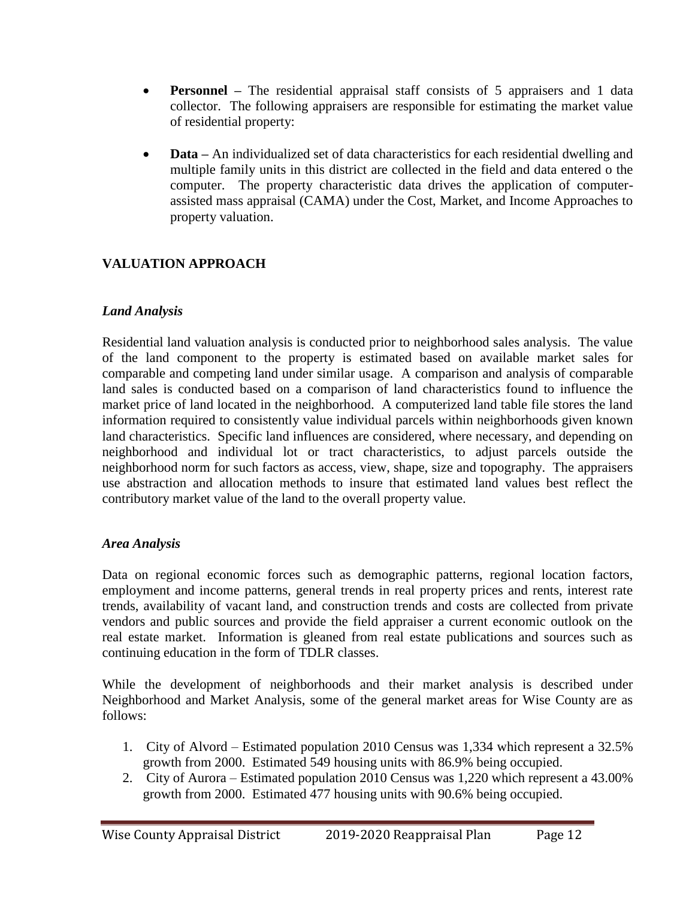- **Personnel –** The residential appraisal staff consists of 5 appraisers and 1 data collector. The following appraisers are responsible for estimating the market value of residential property:

- **Data –** An individualized set of data characteristics for each residential dwelling and multiple family units in this district are collected in the field and data entered o the computer. The property characteristic data drives the application of computer-assisted mass appraisal (CAMA) under the Cost, Market, and Income Approaches to property valuation.

## VALUATION APPROACH

### *Land Analysis*

Residential land valuation analysis is conducted prior to neighborhood sales analysis. The value of the land component to the property is estimated based on available market sales for comparable and competing land under similar usage. A comparison and analysis of comparable land sales is conducted based on a comparison of land characteristics found to influence the market price of land located in the neighborhood. A computerized land table file stores the land information required to consistently value individual parcels within neighborhoods given known land characteristics. Specific land influences are considered, where necessary, and depending on neighborhood and individual lot or tract characteristics, to adjust parcels outside the neighborhood norm for such factors as access, view, shape, size and topography. The appraisers use abstraction and allocation methods to insure that estimated land values best reflect the contributory market value of the land to the overall property value.

### *Area Analysis*

Data on regional economic forces such as demographic patterns, regional location factors, employment and income patterns, general trends in real property prices and rents, interest rate trends, availability of vacant land, and construction trends and costs are collected from private vendors and public sources and provide the field appraiser a current economic outlook on the real estate market. Information is gleaned from real estate publications and sources such as continuing education in the form of TDLR classes.

While the development of neighborhoods and their market analysis is described under Neighborhood and Market Analysis, some of the general market areas for Wise County are as follows:

1. City of Alvord – Estimated population 2010 Census was 1,334 which represent a 32.5% growth from 2000. Estimated 549 housing units with 86.9% being occupied.
2. City of Aurora – Estimated population 2010 Census was 1,220 which represent a 43.00% growth from 2000. Estimated 477 housing units with 90.6% being occupied.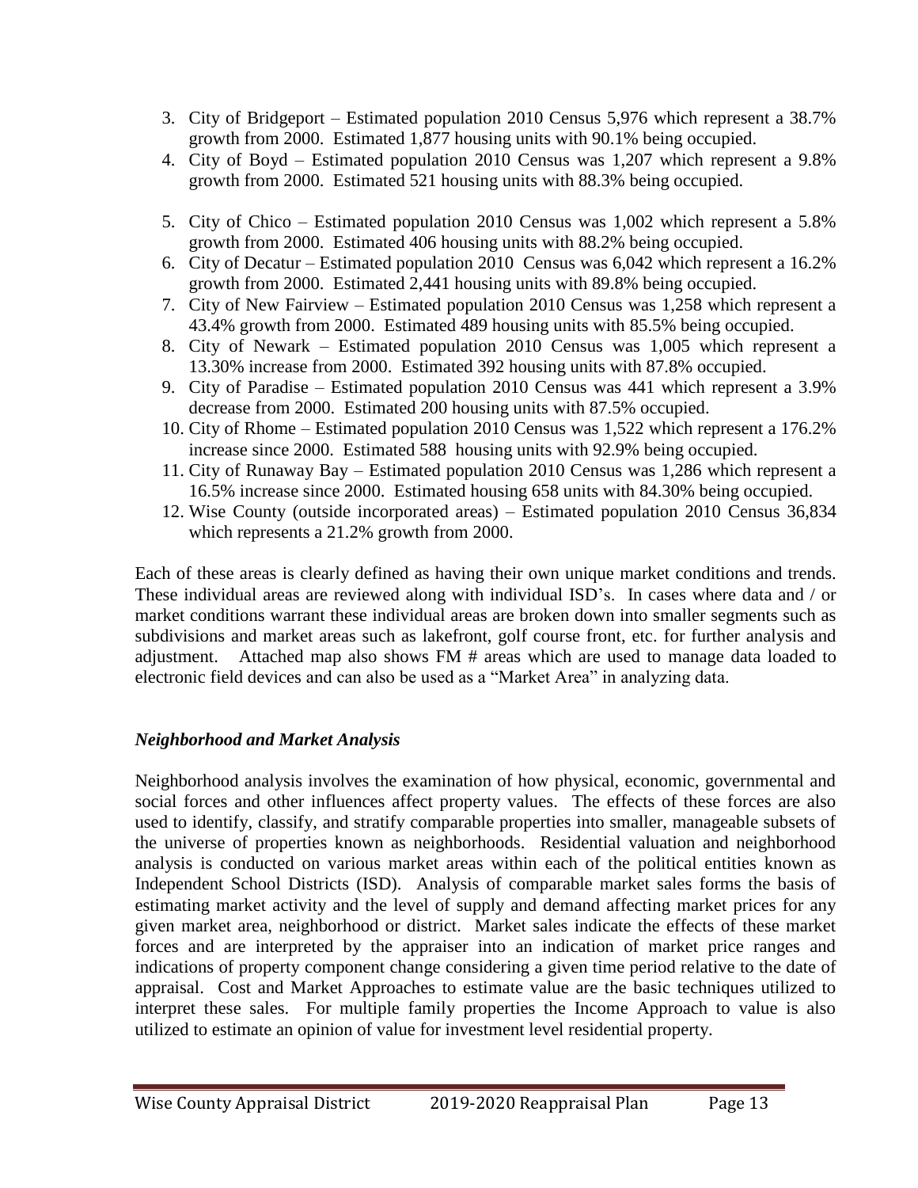3. City of Bridgeport – Estimated population 2010 Census 5,976 which represent a 38.7% growth from 2000. Estimated 1,877 housing units with 90.1% being occupied.
4. City of Boyd – Estimated population 2010 Census was 1,207 which represent a 9.8% growth from 2000. Estimated 521 housing units with 88.3% being occupied.
5. City of Chico – Estimated population 2010 Census was 1,002 which represent a 5.8% growth from 2000. Estimated 406 housing units with 88.2% being occupied.
6. City of Decatur – Estimated population 2010 Census was 6,042 which represent a 16.2% growth from 2000. Estimated 2,441 housing units with 89.8% being occupied.
7. City of New Fairview – Estimated population 2010 Census was 1,258 which represent a 43.4% growth from 2000. Estimated 489 housing units with 85.5% being occupied.
8. City of Newark – Estimated population 2010 Census was 1,005 which represent a 13.30% increase from 2000. Estimated 392 housing units with 87.8% occupied.
9. City of Paradise – Estimated population 2010 Census was 441 which represent a 3.9% decrease from 2000. Estimated 200 housing units with 87.5% occupied.
10. City of Rhome – Estimated population 2010 Census was 1,522 which represent a 176.2% increase since 2000. Estimated 588 housing units with 92.9% being occupied.
11. City of Runaway Bay – Estimated population 2010 Census was 1,286 which represent a 16.5% increase since 2000. Estimated housing 658 units with 84.30% being occupied.
12. Wise County (outside incorporated areas) – Estimated population 2010 Census 36,834 which represents a 21.2% growth from 2000.

Each of these areas is clearly defined as having their own unique market conditions and trends. These individual areas are reviewed along with individual ISD's. In cases where data and / or market conditions warrant these individual areas are broken down into smaller segments such as subdivisions and market areas such as lakefront, golf course front, etc. for further analysis and adjustment. Attached map also shows FM # areas which are used to manage data loaded to electronic field devices and can also be used as a "Market Area" in analyzing data.

### *Neighborhood and Market Analysis*

Neighborhood analysis involves the examination of how physical, economic, governmental and social forces and other influences affect property values. The effects of these forces are also used to identify, classify, and stratify comparable properties into smaller, manageable subsets of the universe of properties known as neighborhoods. Residential valuation and neighborhood analysis is conducted on various market areas within each of the political entities known as Independent School Districts (ISD). Analysis of comparable market sales forms the basis of estimating market activity and the level of supply and demand affecting market prices for any given market area, neighborhood or district. Market sales indicate the effects of these market forces and are interpreted by the appraiser into an indication of market price ranges and indications of property component change considering a given time period relative to the date of appraisal. Cost and Market Approaches to estimate value are the basic techniques utilized to interpret these sales. For multiple family properties the Income Approach to value is also utilized to estimate an opinion of value for investment level residential property.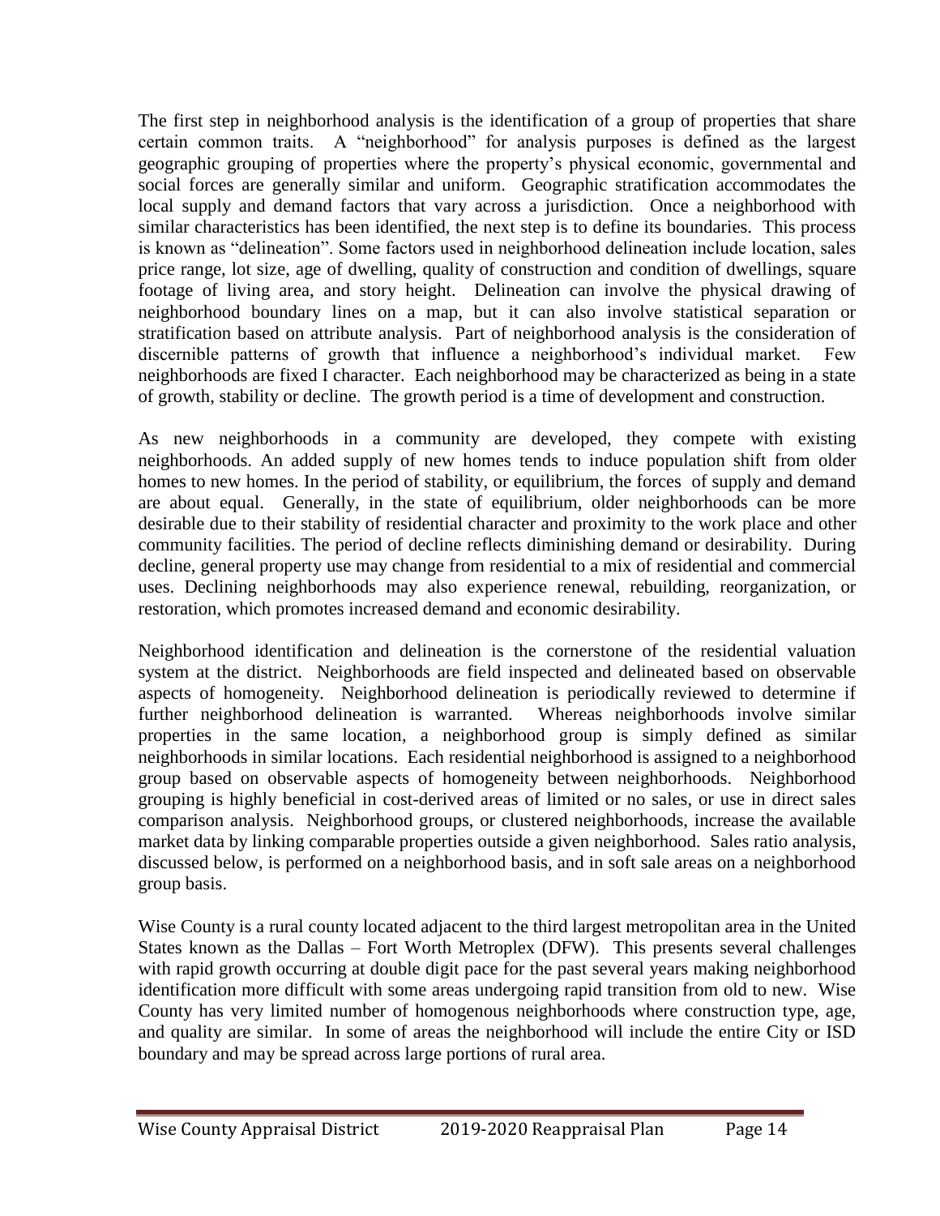The first step in neighborhood analysis is the identification of a group of properties that share certain common traits. A "neighborhood" for analysis purposes is defined as the largest geographic grouping of properties where the property's physical economic, governmental and social forces are generally similar and uniform. Geographic stratification accommodates the local supply and demand factors that vary across a jurisdiction. Once a neighborhood with similar characteristics has been identified, the next step is to define its boundaries. This process is known as "delineation". Some factors used in neighborhood delineation include location, sales price range, lot size, age of dwelling, quality of construction and condition of dwellings, square footage of living area, and story height. Delineation can involve the physical drawing of neighborhood boundary lines on a map, but it can also involve statistical separation or stratification based on attribute analysis. Part of neighborhood analysis is the consideration of discernible patterns of growth that influence a neighborhood's individual market. Few neighborhoods are fixed I character. Each neighborhood may be characterized as being in a state of growth, stability or decline. The growth period is a time of development and construction.

As new neighborhoods in a community are developed, they compete with existing neighborhoods. An added supply of new homes tends to induce population shift from older homes to new homes. In the period of stability, or equilibrium, the forces of supply and demand are about equal. Generally, in the state of equilibrium, older neighborhoods can be more desirable due to their stability of residential character and proximity to the work place and other community facilities. The period of decline reflects diminishing demand or desirability. During decline, general property use may change from residential to a mix of residential and commercial uses. Declining neighborhoods may also experience renewal, rebuilding, reorganization, or restoration, which promotes increased demand and economic desirability.

Neighborhood identification and delineation is the cornerstone of the residential valuation system at the district. Neighborhoods are field inspected and delineated based on observable aspects of homogeneity. Neighborhood delineation is periodically reviewed to determine if further neighborhood delineation is warranted. Whereas neighborhoods involve similar properties in the same location, a neighborhood group is simply defined as similar neighborhoods in similar locations. Each residential neighborhood is assigned to a neighborhood group based on observable aspects of homogeneity between neighborhoods. Neighborhood grouping is highly beneficial in cost-derived areas of limited or no sales, or use in direct sales comparison analysis. Neighborhood groups, or clustered neighborhoods, increase the available market data by linking comparable properties outside a given neighborhood. Sales ratio analysis, discussed below, is performed on a neighborhood basis, and in soft sale areas on a neighborhood group basis.

Wise County is a rural county located adjacent to the third largest metropolitan area in the United States known as the Dallas – Fort Worth Metroplex (DFW). This presents several challenges with rapid growth occurring at double digit pace for the past several years making neighborhood identification more difficult with some areas undergoing rapid transition from old to new. Wise County has very limited number of homogenous neighborhoods where construction type, age, and quality are similar. In some of areas the neighborhood will include the entire City or ISD boundary and may be spread across large portions of rural area.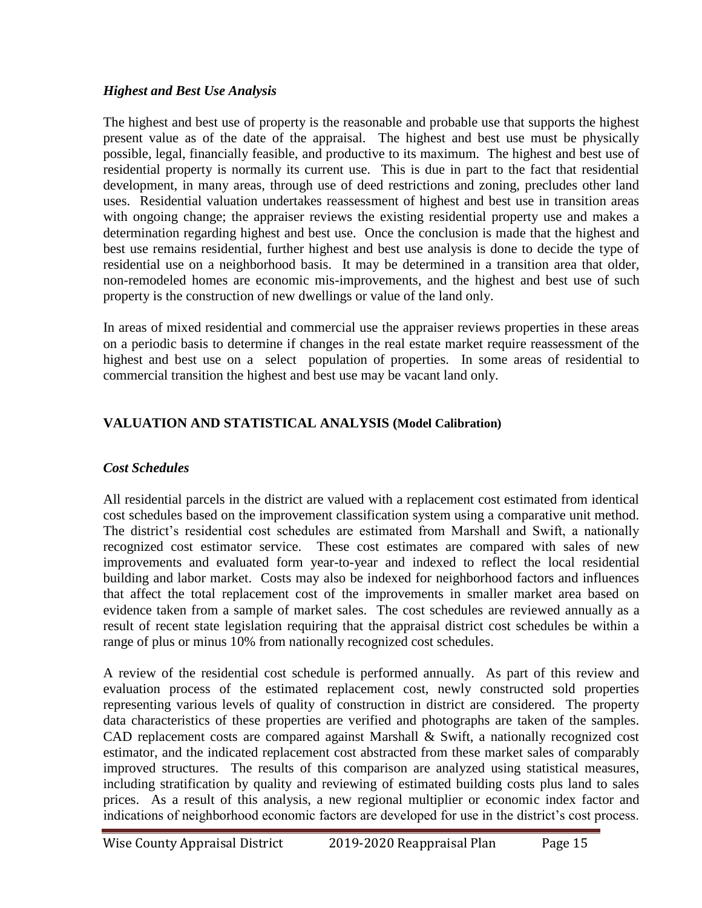### *Highest and Best Use Analysis*

The highest and best use of property is the reasonable and probable use that supports the highest present value as of the date of the appraisal. The highest and best use must be physically possible, legal, financially feasible, and productive to its maximum. The highest and best use of residential property is normally its current use. This is due in part to the fact that residential development, in many areas, through use of deed restrictions and zoning, precludes other land uses. Residential valuation undertakes reassessment of highest and best use in transition areas with ongoing change; the appraiser reviews the existing residential property use and makes a determination regarding highest and best use. Once the conclusion is made that the highest and best use remains residential, further highest and best use analysis is done to decide the type of residential use on a neighborhood basis. It may be determined in a transition area that older, non-remodeled homes are economic mis-improvements, and the highest and best use of such property is the construction of new dwellings or value of the land only.

In areas of mixed residential and commercial use the appraiser reviews properties in these areas on a periodic basis to determine if changes in the real estate market require reassessment of the highest and best use on a select population of properties. In some areas of residential to commercial transition the highest and best use may be vacant land only.

## VALUATION AND STATISTICAL ANALYSIS (Model Calibration)

### *Cost Schedules*

All residential parcels in the district are valued with a replacement cost estimated from identical cost schedules based on the improvement classification system using a comparative unit method. The district's residential cost schedules are estimated from Marshall and Swift, a nationally recognized cost estimator service. These cost estimates are compared with sales of new improvements and evaluated form year-to-year and indexed to reflect the local residential building and labor market. Costs may also be indexed for neighborhood factors and influences that affect the total replacement cost of the improvements in smaller market area based on evidence taken from a sample of market sales. The cost schedules are reviewed annually as a result of recent state legislation requiring that the appraisal district cost schedules be within a range of plus or minus 10% from nationally recognized cost schedules.

A review of the residential cost schedule is performed annually. As part of this review and evaluation process of the estimated replacement cost, newly constructed sold properties representing various levels of quality of construction in district are considered. The property data characteristics of these properties are verified and photographs are taken of the samples. CAD replacement costs are compared against Marshall & Swift, a nationally recognized cost estimator, and the indicated replacement cost abstracted from these market sales of comparably improved structures. The results of this comparison are analyzed using statistical measures, including stratification by quality and reviewing of estimated building costs plus land to sales prices. As a result of this analysis, a new regional multiplier or economic index factor and indications of neighborhood economic factors are developed for use in the district's cost process.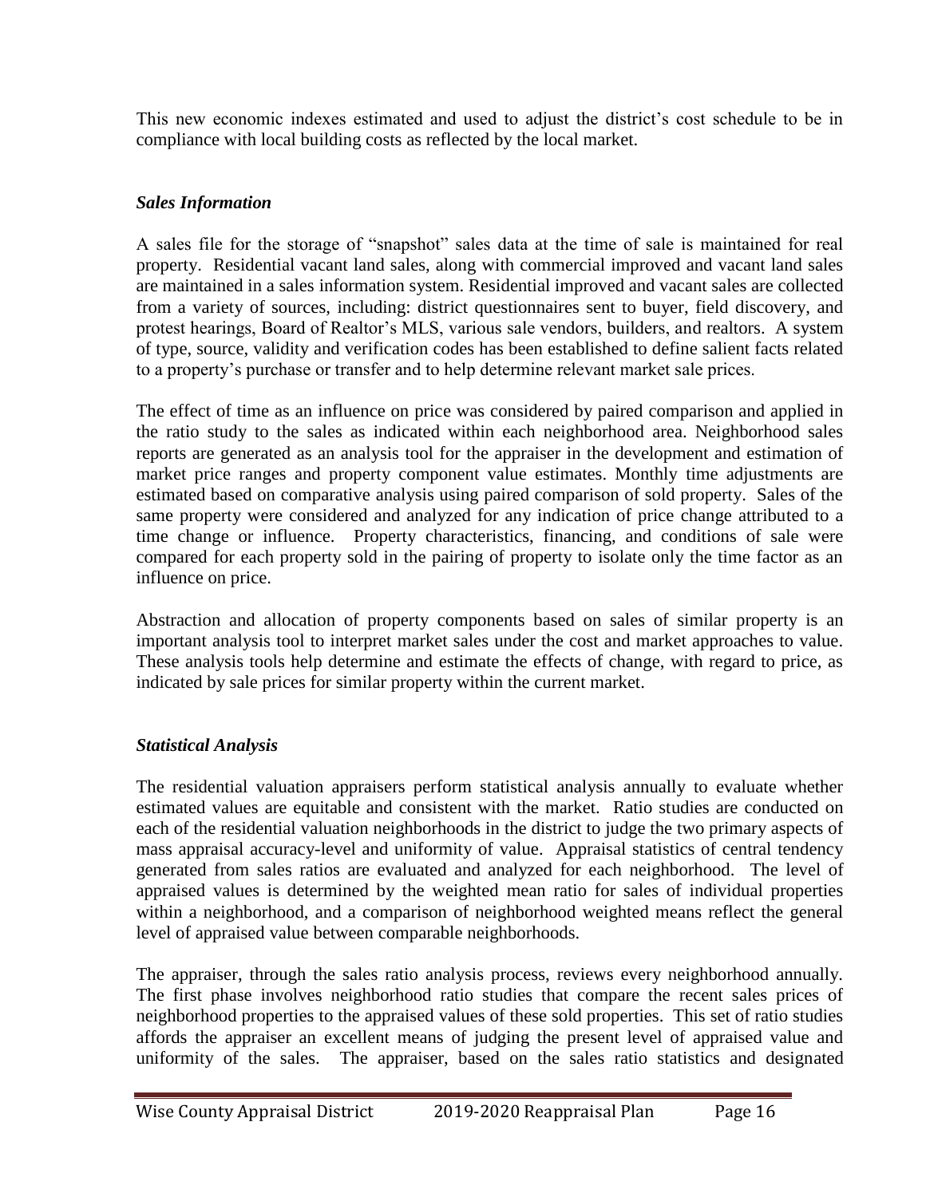This new economic indexes estimated and used to adjust the district's cost schedule to be in compliance with local building costs as reflected by the local market.

### *Sales Information*

A sales file for the storage of "snapshot" sales data at the time of sale is maintained for real property. Residential vacant land sales, along with commercial improved and vacant land sales are maintained in a sales information system. Residential improved and vacant sales are collected from a variety of sources, including: district questionnaires sent to buyer, field discovery, and protest hearings, Board of Realtor's MLS, various sale vendors, builders, and realtors. A system of type, source, validity and verification codes has been established to define salient facts related to a property's purchase or transfer and to help determine relevant market sale prices.

The effect of time as an influence on price was considered by paired comparison and applied in the ratio study to the sales as indicated within each neighborhood area. Neighborhood sales reports are generated as an analysis tool for the appraiser in the development and estimation of market price ranges and property component value estimates. Monthly time adjustments are estimated based on comparative analysis using paired comparison of sold property. Sales of the same property were considered and analyzed for any indication of price change attributed to a time change or influence. Property characteristics, financing, and conditions of sale were compared for each property sold in the pairing of property to isolate only the time factor as an influence on price.

Abstraction and allocation of property components based on sales of similar property is an important analysis tool to interpret market sales under the cost and market approaches to value. These analysis tools help determine and estimate the effects of change, with regard to price, as indicated by sale prices for similar property within the current market.

### *Statistical Analysis*

The residential valuation appraisers perform statistical analysis annually to evaluate whether estimated values are equitable and consistent with the market. Ratio studies are conducted on each of the residential valuation neighborhoods in the district to judge the two primary aspects of mass appraisal accuracy-level and uniformity of value. Appraisal statistics of central tendency generated from sales ratios are evaluated and analyzed for each neighborhood. The level of appraised values is determined by the weighted mean ratio for sales of individual properties within a neighborhood, and a comparison of neighborhood weighted means reflect the general level of appraised value between comparable neighborhoods.

The appraiser, through the sales ratio analysis process, reviews every neighborhood annually. The first phase involves neighborhood ratio studies that compare the recent sales prices of neighborhood properties to the appraised values of these sold properties. This set of ratio studies affords the appraiser an excellent means of judging the present level of appraised value and uniformity of the sales. The appraiser, based on the sales ratio statistics and designated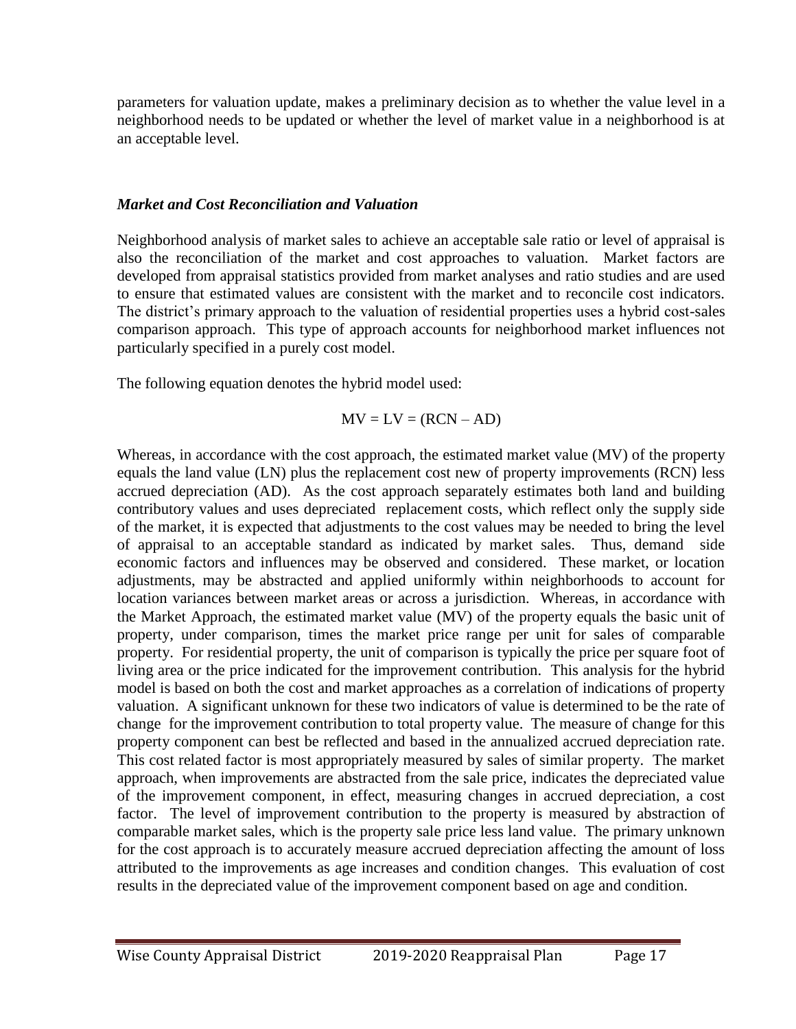parameters for valuation update, makes a preliminary decision as to whether the value level in a neighborhood needs to be updated or whether the level of market value in a neighborhood is at an acceptable level.

### *Market and Cost Reconciliation and Valuation*

Neighborhood analysis of market sales to achieve an acceptable sale ratio or level of appraisal is also the reconciliation of the market and cost approaches to valuation. Market factors are developed from appraisal statistics provided from market analyses and ratio studies and are used to ensure that estimated values are consistent with the market and to reconcile cost indicators. The district's primary approach to the valuation of residential properties uses a hybrid cost-sales comparison approach. This type of approach accounts for neighborhood market influences not particularly specified in a purely cost model.

The following equation denotes the hybrid model used:

$$MV = LV = (RCN - AD)$$

Whereas, in accordance with the cost approach, the estimated market value (MV) of the property equals the land value (LN) plus the replacement cost new of property improvements (RCN) less accrued depreciation (AD). As the cost approach separately estimates both land and building contributory values and uses depreciated replacement costs, which reflect only the supply side of the market, it is expected that adjustments to the cost values may be needed to bring the level of appraisal to an acceptable standard as indicated by market sales. Thus, demand side economic factors and influences may be observed and considered. These market, or location adjustments, may be abstracted and applied uniformly within neighborhoods to account for location variances between market areas or across a jurisdiction. Whereas, in accordance with the Market Approach, the estimated market value (MV) of the property equals the basic unit of property, under comparison, times the market price range per unit for sales of comparable property. For residential property, the unit of comparison is typically the price per square foot of living area or the price indicated for the improvement contribution. This analysis for the hybrid model is based on both the cost and market approaches as a correlation of indications of property valuation. A significant unknown for these two indicators of value is determined to be the rate of change for the improvement contribution to total property value. The measure of change for this property component can best be reflected and based in the annualized accrued depreciation rate. This cost related factor is most appropriately measured by sales of similar property. The market approach, when improvements are abstracted from the sale price, indicates the depreciated value of the improvement component, in effect, measuring changes in accrued depreciation, a cost factor. The level of improvement contribution to the property is measured by abstraction of comparable market sales, which is the property sale price less land value. The primary unknown for the cost approach is to accurately measure accrued depreciation affecting the amount of loss attributed to the improvements as age increases and condition changes. This evaluation of cost results in the depreciated value of the improvement component based on age and condition.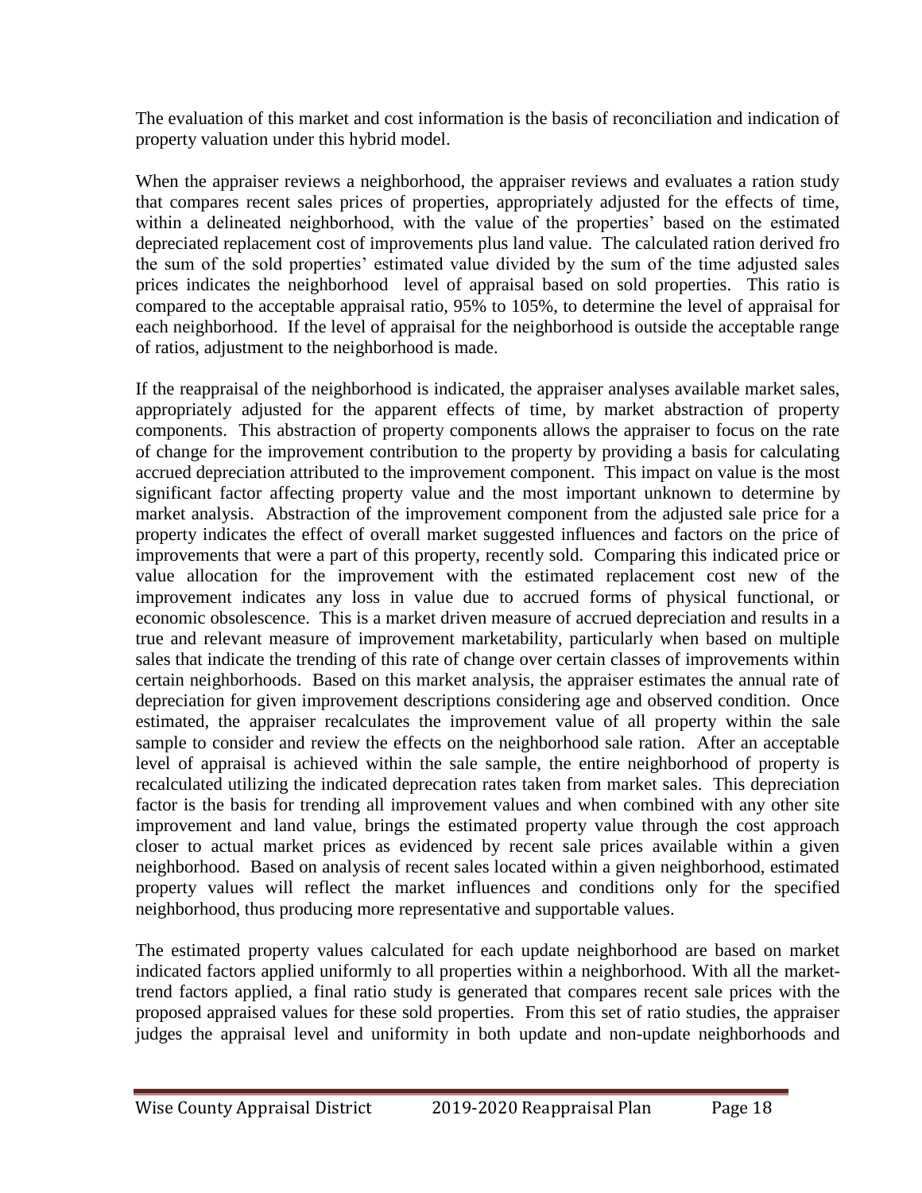The evaluation of this market and cost information is the basis of reconciliation and indication of property valuation under this hybrid model.

When the appraiser reviews a neighborhood, the appraiser reviews and evaluates a ration study that compares recent sales prices of properties, appropriately adjusted for the effects of time, within a delineated neighborhood, with the value of the properties' based on the estimated depreciated replacement cost of improvements plus land value. The calculated ration derived fro the sum of the sold properties' estimated value divided by the sum of the time adjusted sales prices indicates the neighborhood level of appraisal based on sold properties. This ratio is compared to the acceptable appraisal ratio, 95% to 105%, to determine the level of appraisal for each neighborhood. If the level of appraisal for the neighborhood is outside the acceptable range of ratios, adjustment to the neighborhood is made.

If the reappraisal of the neighborhood is indicated, the appraiser analyses available market sales, appropriately adjusted for the apparent effects of time, by market abstraction of property components. This abstraction of property components allows the appraiser to focus on the rate of change for the improvement contribution to the property by providing a basis for calculating accrued depreciation attributed to the improvement component. This impact on value is the most significant factor affecting property value and the most important unknown to determine by market analysis. Abstraction of the improvement component from the adjusted sale price for a property indicates the effect of overall market suggested influences and factors on the price of improvements that were a part of this property, recently sold. Comparing this indicated price or value allocation for the improvement with the estimated replacement cost new of the improvement indicates any loss in value due to accrued forms of physical functional, or economic obsolescence. This is a market driven measure of accrued depreciation and results in a true and relevant measure of improvement marketability, particularly when based on multiple sales that indicate the trending of this rate of change over certain classes of improvements within certain neighborhoods. Based on this market analysis, the appraiser estimates the annual rate of depreciation for given improvement descriptions considering age and observed condition. Once estimated, the appraiser recalculates the improvement value of all property within the sale sample to consider and review the effects on the neighborhood sale ration. After an acceptable level of appraisal is achieved within the sale sample, the entire neighborhood of property is recalculated utilizing the indicated deprecation rates taken from market sales. This depreciation factor is the basis for trending all improvement values and when combined with any other site improvement and land value, brings the estimated property value through the cost approach closer to actual market prices as evidenced by recent sale prices available within a given neighborhood. Based on analysis of recent sales located within a given neighborhood, estimated property values will reflect the market influences and conditions only for the specified neighborhood, thus producing more representative and supportable values.

The estimated property values calculated for each update neighborhood are based on market indicated factors applied uniformly to all properties within a neighborhood. With all the market-trend factors applied, a final ratio study is generated that compares recent sale prices with the proposed appraised values for these sold properties. From this set of ratio studies, the appraiser judges the appraisal level and uniformity in both update and non-update neighborhoods and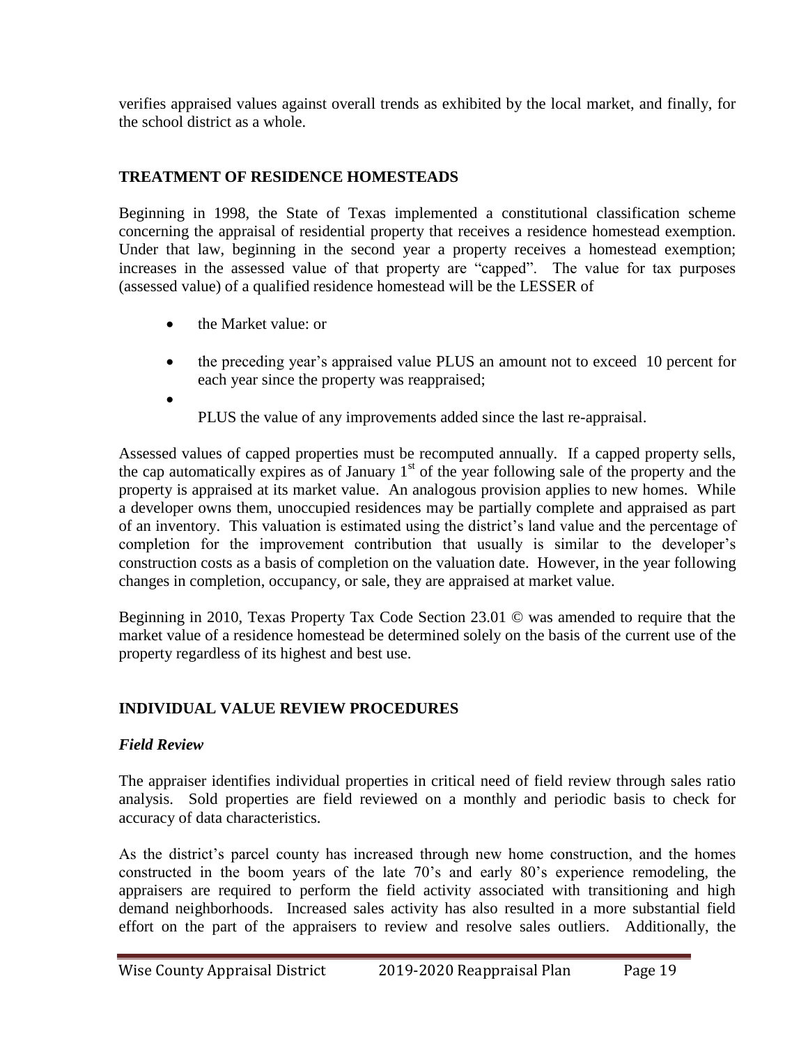verifies appraised values against overall trends as exhibited by the local market, and finally, for the school district as a whole.

## TREATMENT OF RESIDENCE HOMESTEADS

Beginning in 1998, the State of Texas implemented a constitutional classification scheme concerning the appraisal of residential property that receives a residence homestead exemption. Under that law, beginning in the second year a property receives a homestead exemption; increases in the assessed value of that property are "capped". The value for tax purposes (assessed value) of a qualified residence homestead will be the LESSER of

- the Market value: or
- the preceding year's appraised value PLUS an amount not to exceed 10 percent for each year since the property was reappraised;
- PLUS the value of any improvements added since the last re-appraisal.

Assessed values of capped properties must be recomputed annually. If a capped property sells, the cap automatically expires as of January 1st of the year following sale of the property and the property is appraised at its market value. An analogous provision applies to new homes. While a developer owns them, unoccupied residences may be partially complete and appraised as part of an inventory. This valuation is estimated using the district's land value and the percentage of completion for the improvement contribution that usually is similar to the developer's construction costs as a basis of completion on the valuation date. However, in the year following changes in completion, occupancy, or sale, they are appraised at market value.

Beginning in 2010, Texas Property Tax Code Section 23.01 © was amended to require that the market value of a residence homestead be determined solely on the basis of the current use of the property regardless of its highest and best use.

## INDIVIDUAL VALUE REVIEW PROCEDURES

### *Field Review*

The appraiser identifies individual properties in critical need of field review through sales ratio analysis. Sold properties are field reviewed on a monthly and periodic basis to check for accuracy of data characteristics.

As the district's parcel county has increased through new home construction, and the homes constructed in the boom years of the late 70's and early 80's experience remodeling, the appraisers are required to perform the field activity associated with transitioning and high demand neighborhoods. Increased sales activity has also resulted in a more substantial field effort on the part of the appraisers to review and resolve sales outliers. Additionally, the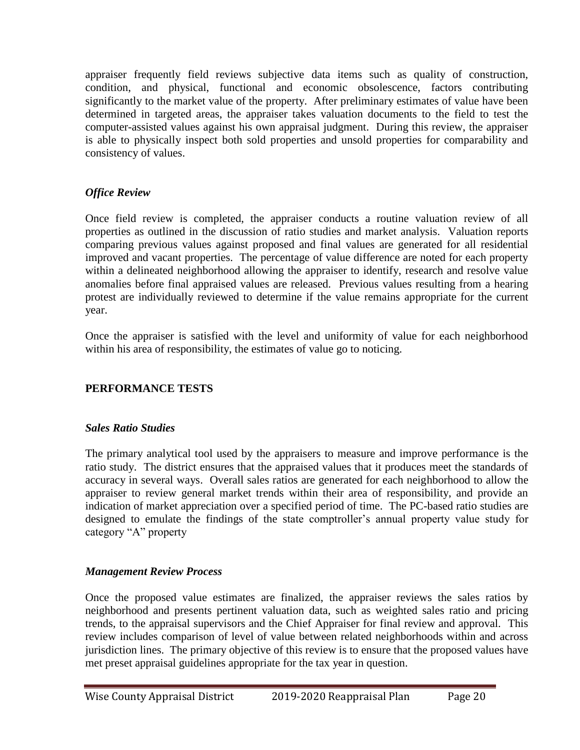appraiser frequently field reviews subjective data items such as quality of construction, condition, and physical, functional and economic obsolescence, factors contributing significantly to the market value of the property. After preliminary estimates of value have been determined in targeted areas, the appraiser takes valuation documents to the field to test the computer-assisted values against his own appraisal judgment. During this review, the appraiser is able to physically inspect both sold properties and unsold properties for comparability and consistency of values.

### *Office Review*

Once field review is completed, the appraiser conducts a routine valuation review of all properties as outlined in the discussion of ratio studies and market analysis. Valuation reports comparing previous values against proposed and final values are generated for all residential improved and vacant properties. The percentage of value difference are noted for each property within a delineated neighborhood allowing the appraiser to identify, research and resolve value anomalies before final appraised values are released. Previous values resulting from a hearing protest are individually reviewed to determine if the value remains appropriate for the current year.

Once the appraiser is satisfied with the level and uniformity of value for each neighborhood within his area of responsibility, the estimates of value go to noticing.

## **PERFORMANCE TESTS**

### *Sales Ratio Studies*

The primary analytical tool used by the appraisers to measure and improve performance is the ratio study. The district ensures that the appraised values that it produces meet the standards of accuracy in several ways. Overall sales ratios are generated for each neighborhood to allow the appraiser to review general market trends within their area of responsibility, and provide an indication of market appreciation over a specified period of time. The PC-based ratio studies are designed to emulate the findings of the state comptroller's annual property value study for category "A" property

### *Management Review Process*

Once the proposed value estimates are finalized, the appraiser reviews the sales ratios by neighborhood and presents pertinent valuation data, such as weighted sales ratio and pricing trends, to the appraisal supervisors and the Chief Appraiser for final review and approval. This review includes comparison of level of value between related neighborhoods within and across jurisdiction lines. The primary objective of this review is to ensure that the proposed values have met preset appraisal guidelines appropriate for the tax year in question.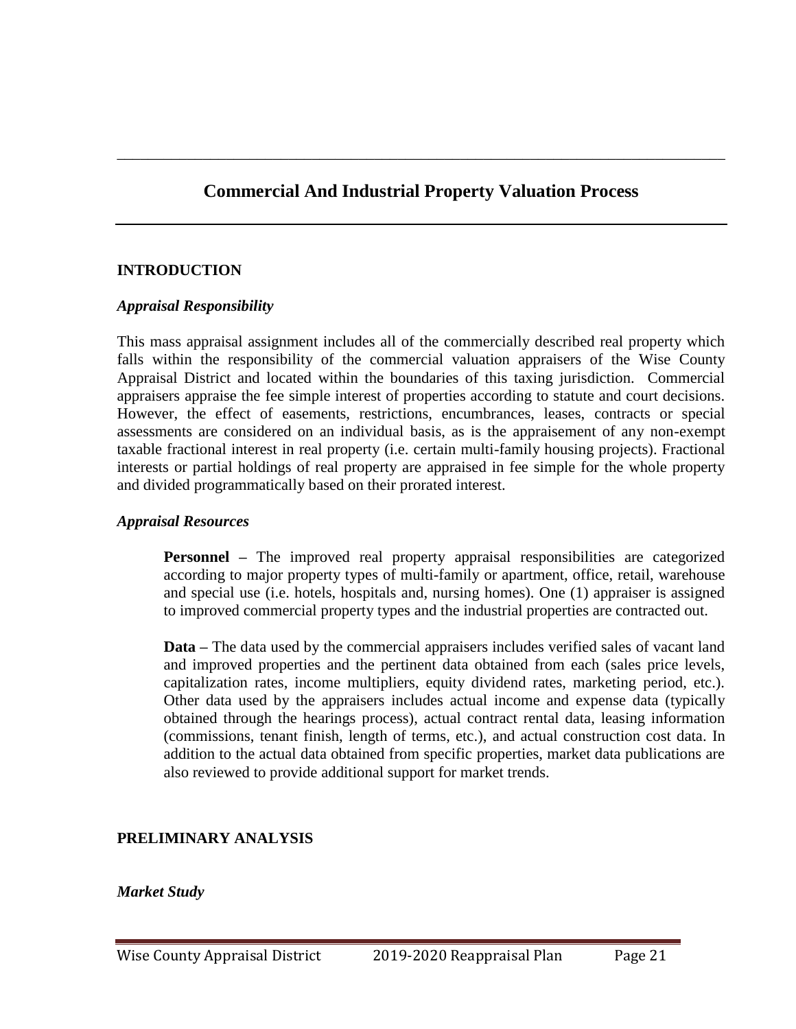# Commercial And Industrial Property Valuation Process

## INTRODUCTION

### *Appraisal Responsibility*

This mass appraisal assignment includes all of the commercially described real property which falls within the responsibility of the commercial valuation appraisers of the Wise County Appraisal District and located within the boundaries of this taxing jurisdiction. Commercial appraisers appraise the fee simple interest of properties according to statute and court decisions. However, the effect of easements, restrictions, encumbrances, leases, contracts or special assessments are considered on an individual basis, as is the appraisement of any non-exempt taxable fractional interest in real property (i.e. certain multi-family housing projects). Fractional interests or partial holdings of real property are appraised in fee simple for the whole property and divided programmatically based on their prorated interest.

### *Appraisal Resources*

**Personnel –** The improved real property appraisal responsibilities are categorized according to major property types of multi-family or apartment, office, retail, warehouse and special use (i.e. hotels, hospitals and, nursing homes). One (1) appraiser is assigned to improved commercial property types and the industrial properties are contracted out.

**Data –** The data used by the commercial appraisers includes verified sales of vacant land and improved properties and the pertinent data obtained from each (sales price levels, capitalization rates, income multipliers, equity dividend rates, marketing period, etc.). Other data used by the appraisers includes actual income and expense data (typically obtained through the hearings process), actual contract rental data, leasing information (commissions, tenant finish, length of terms, etc.), and actual construction cost data. In addition to the actual data obtained from specific properties, market data publications are also reviewed to provide additional support for market trends.

## PRELIMINARY ANALYSIS

### *Market Study*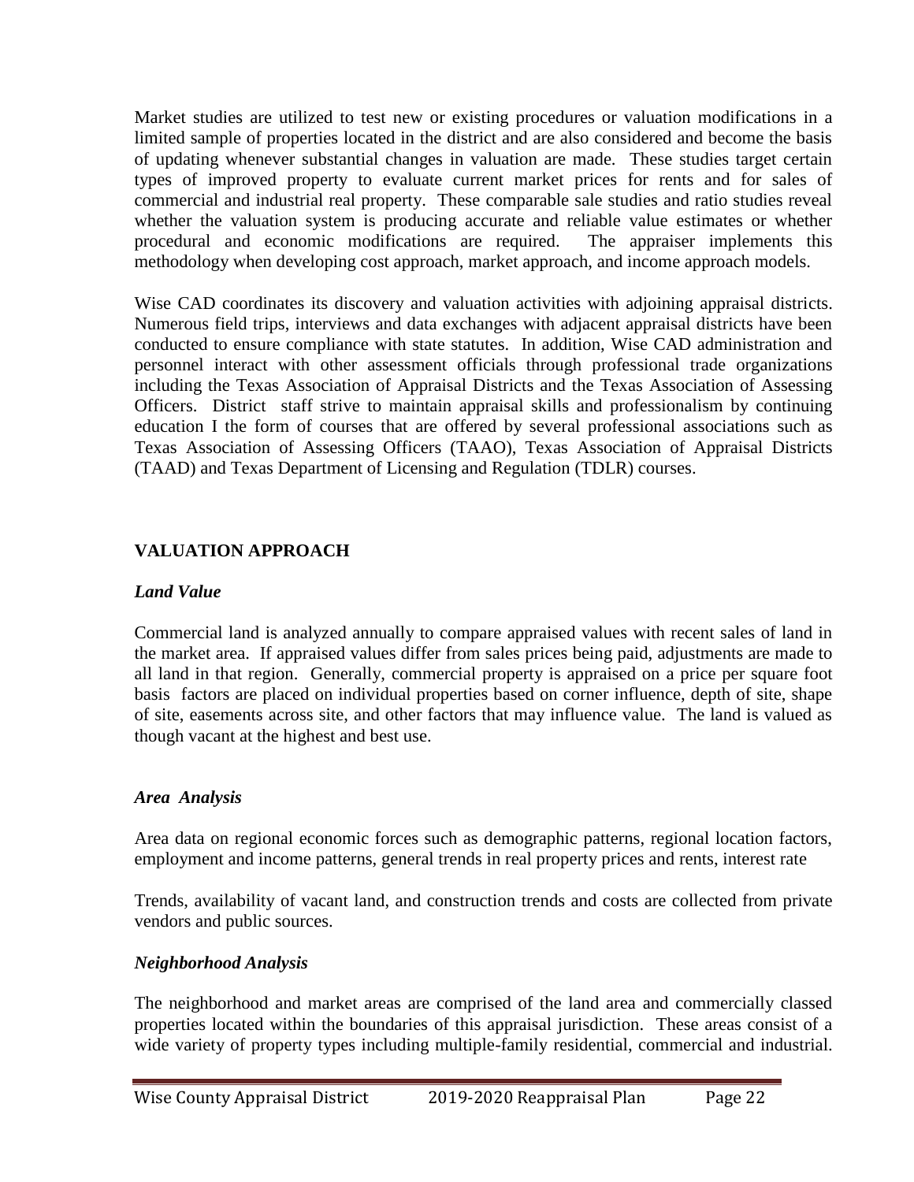Market studies are utilized to test new or existing procedures or valuation modifications in a limited sample of properties located in the district and are also considered and become the basis of updating whenever substantial changes in valuation are made. These studies target certain types of improved property to evaluate current market prices for rents and for sales of commercial and industrial real property. These comparable sale studies and ratio studies reveal whether the valuation system is producing accurate and reliable value estimates or whether procedural and economic modifications are required. The appraiser implements this methodology when developing cost approach, market approach, and income approach models.

Wise CAD coordinates its discovery and valuation activities with adjoining appraisal districts. Numerous field trips, interviews and data exchanges with adjacent appraisal districts have been conducted to ensure compliance with state statutes. In addition, Wise CAD administration and personnel interact with other assessment officials through professional trade organizations including the Texas Association of Appraisal Districts and the Texas Association of Assessing Officers. District staff strive to maintain appraisal skills and professionalism by continuing education I the form of courses that are offered by several professional associations such as Texas Association of Assessing Officers (TAAO), Texas Association of Appraisal Districts (TAAD) and Texas Department of Licensing and Regulation (TDLR) courses.

## VALUATION APPROACH

### *Land Value*

Commercial land is analyzed annually to compare appraised values with recent sales of land in the market area. If appraised values differ from sales prices being paid, adjustments are made to all land in that region. Generally, commercial property is appraised on a price per square foot basis factors are placed on individual properties based on corner influence, depth of site, shape of site, easements across site, and other factors that may influence value. The land is valued as though vacant at the highest and best use.

### *Area Analysis*

Area data on regional economic forces such as demographic patterns, regional location factors, employment and income patterns, general trends in real property prices and rents, interest rate

Trends, availability of vacant land, and construction trends and costs are collected from private vendors and public sources.

### *Neighborhood Analysis*

The neighborhood and market areas are comprised of the land area and commercially classed properties located within the boundaries of this appraisal jurisdiction. These areas consist of a wide variety of property types including multiple-family residential, commercial and industrial.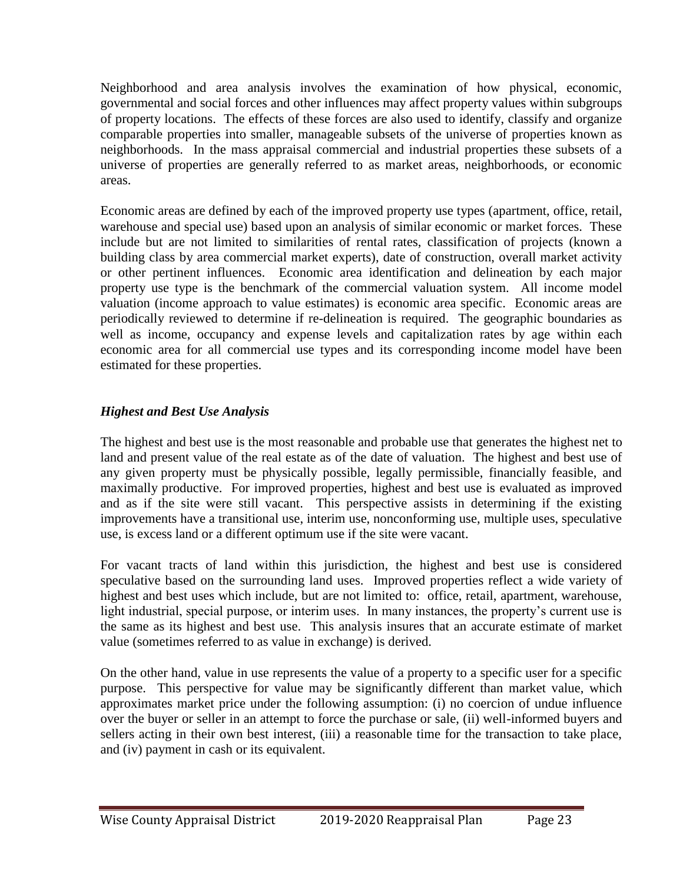Neighborhood and area analysis involves the examination of how physical, economic, governmental and social forces and other influences may affect property values within subgroups of property locations. The effects of these forces are also used to identify, classify and organize comparable properties into smaller, manageable subsets of the universe of properties known as neighborhoods. In the mass appraisal commercial and industrial properties these subsets of a universe of properties are generally referred to as market areas, neighborhoods, or economic areas.

Economic areas are defined by each of the improved property use types (apartment, office, retail, warehouse and special use) based upon an analysis of similar economic or market forces. These include but are not limited to similarities of rental rates, classification of projects (known a building class by area commercial market experts), date of construction, overall market activity or other pertinent influences. Economic area identification and delineation by each major property use type is the benchmark of the commercial valuation system. All income model valuation (income approach to value estimates) is economic area specific. Economic areas are periodically reviewed to determine if re-delineation is required. The geographic boundaries as well as income, occupancy and expense levels and capitalization rates by age within each economic area for all commercial use types and its corresponding income model have been estimated for these properties.

### *Highest and Best Use Analysis*

The highest and best use is the most reasonable and probable use that generates the highest net to land and present value of the real estate as of the date of valuation. The highest and best use of any given property must be physically possible, legally permissible, financially feasible, and maximally productive. For improved properties, highest and best use is evaluated as improved and as if the site were still vacant. This perspective assists in determining if the existing improvements have a transitional use, interim use, nonconforming use, multiple uses, speculative use, is excess land or a different optimum use if the site were vacant.

For vacant tracts of land within this jurisdiction, the highest and best use is considered speculative based on the surrounding land uses. Improved properties reflect a wide variety of highest and best uses which include, but are not limited to: office, retail, apartment, warehouse, light industrial, special purpose, or interim uses. In many instances, the property's current use is the same as its highest and best use. This analysis insures that an accurate estimate of market value (sometimes referred to as value in exchange) is derived.

On the other hand, value in use represents the value of a property to a specific user for a specific purpose. This perspective for value may be significantly different than market value, which approximates market price under the following assumption: (i) no coercion of undue influence over the buyer or seller in an attempt to force the purchase or sale, (ii) well-informed buyers and sellers acting in their own best interest, (iii) a reasonable time for the transaction to take place, and (iv) payment in cash or its equivalent.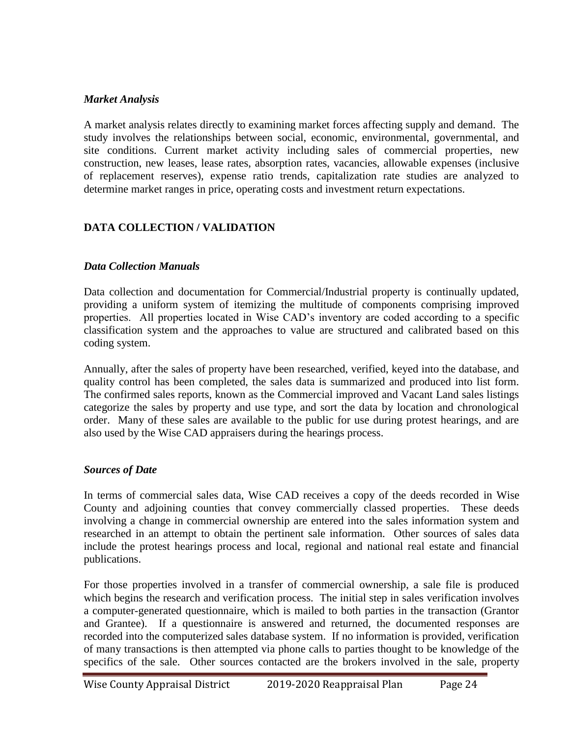### *Market Analysis*

A market analysis relates directly to examining market forces affecting supply and demand. The study involves the relationships between social, economic, environmental, governmental, and site conditions. Current market activity including sales of commercial properties, new construction, new leases, lease rates, absorption rates, vacancies, allowable expenses (inclusive of replacement reserves), expense ratio trends, capitalization rate studies are analyzed to determine market ranges in price, operating costs and investment return expectations.

## DATA COLLECTION / VALIDATION

### *Data Collection Manuals*

Data collection and documentation for Commercial/Industrial property is continually updated, providing a uniform system of itemizing the multitude of components comprising improved properties. All properties located in Wise CAD's inventory are coded according to a specific classification system and the approaches to value are structured and calibrated based on this coding system.

Annually, after the sales of property have been researched, verified, keyed into the database, and quality control has been completed, the sales data is summarized and produced into list form. The confirmed sales reports, known as the Commercial improved and Vacant Land sales listings categorize the sales by property and use type, and sort the data by location and chronological order. Many of these sales are available to the public for use during protest hearings, and are also used by the Wise CAD appraisers during the hearings process.

### *Sources of Date*

In terms of commercial sales data, Wise CAD receives a copy of the deeds recorded in Wise County and adjoining counties that convey commercially classed properties. These deeds involving a change in commercial ownership are entered into the sales information system and researched in an attempt to obtain the pertinent sale information. Other sources of sales data include the protest hearings process and local, regional and national real estate and financial publications.

For those properties involved in a transfer of commercial ownership, a sale file is produced which begins the research and verification process. The initial step in sales verification involves a computer-generated questionnaire, which is mailed to both parties in the transaction (Grantor and Grantee). If a questionnaire is answered and returned, the documented responses are recorded into the computerized sales database system. If no information is provided, verification of many transactions is then attempted via phone calls to parties thought to be knowledge of the specifics of the sale. Other sources contacted are the brokers involved in the sale, property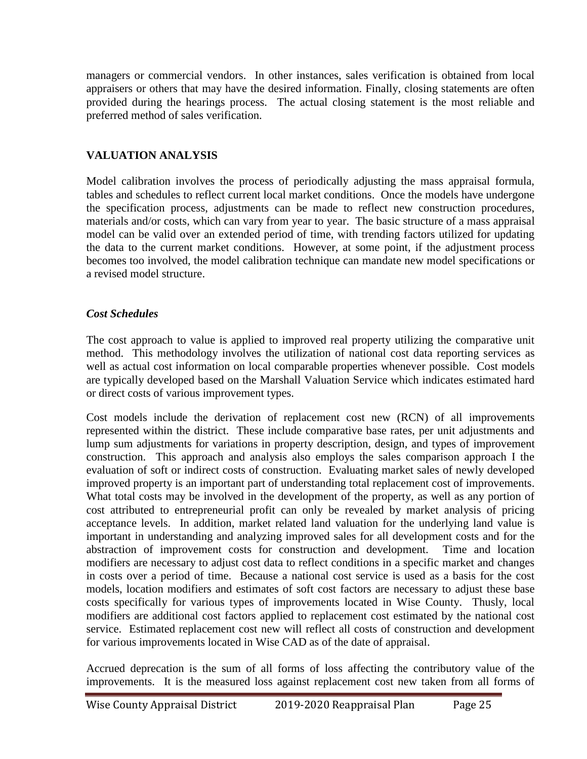managers or commercial vendors. In other instances, sales verification is obtained from local appraisers or others that may have the desired information. Finally, closing statements are often provided during the hearings process. The actual closing statement is the most reliable and preferred method of sales verification.

## VALUATION ANALYSIS

Model calibration involves the process of periodically adjusting the mass appraisal formula, tables and schedules to reflect current local market conditions. Once the models have undergone the specification process, adjustments can be made to reflect new construction procedures, materials and/or costs, which can vary from year to year. The basic structure of a mass appraisal model can be valid over an extended period of time, with trending factors utilized for updating the data to the current market conditions. However, at some point, if the adjustment process becomes too involved, the model calibration technique can mandate new model specifications or a revised model structure.

### *Cost Schedules*

The cost approach to value is applied to improved real property utilizing the comparative unit method. This methodology involves the utilization of national cost data reporting services as well as actual cost information on local comparable properties whenever possible. Cost models are typically developed based on the Marshall Valuation Service which indicates estimated hard or direct costs of various improvement types.

Cost models include the derivation of replacement cost new (RCN) of all improvements represented within the district. These include comparative base rates, per unit adjustments and lump sum adjustments for variations in property description, design, and types of improvement construction. This approach and analysis also employs the sales comparison approach I the evaluation of soft or indirect costs of construction. Evaluating market sales of newly developed improved property is an important part of understanding total replacement cost of improvements. What total costs may be involved in the development of the property, as well as any portion of cost attributed to entrepreneurial profit can only be revealed by market analysis of pricing acceptance levels. In addition, market related land valuation for the underlying land value is important in understanding and analyzing improved sales for all development costs and for the abstraction of improvement costs for construction and development. Time and location modifiers are necessary to adjust cost data to reflect conditions in a specific market and changes in costs over a period of time. Because a national cost service is used as a basis for the cost models, location modifiers and estimates of soft cost factors are necessary to adjust these base costs specifically for various types of improvements located in Wise County. Thusly, local modifiers are additional cost factors applied to replacement cost estimated by the national cost service. Estimated replacement cost new will reflect all costs of construction and development for various improvements located in Wise CAD as of the date of appraisal.

Accrued deprecation is the sum of all forms of loss affecting the contributory value of the improvements. It is the measured loss against replacement cost new taken from all forms of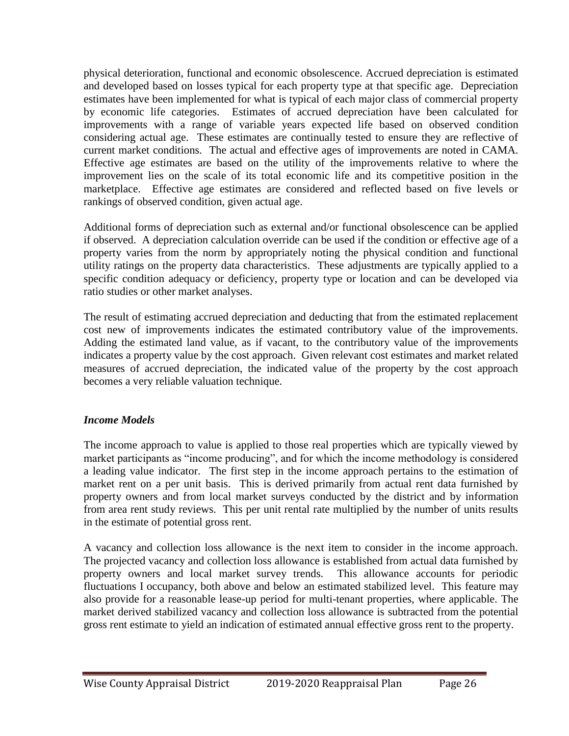physical deterioration, functional and economic obsolescence. Accrued depreciation is estimated and developed based on losses typical for each property type at that specific age. Depreciation estimates have been implemented for what is typical of each major class of commercial property by economic life categories. Estimates of accrued depreciation have been calculated for improvements with a range of variable years expected life based on observed condition considering actual age. These estimates are continually tested to ensure they are reflective of current market conditions. The actual and effective ages of improvements are noted in CAMA. Effective age estimates are based on the utility of the improvements relative to where the improvement lies on the scale of its total economic life and its competitive position in the marketplace. Effective age estimates are considered and reflected based on five levels or rankings of observed condition, given actual age.

Additional forms of depreciation such as external and/or functional obsolescence can be applied if observed. A depreciation calculation override can be used if the condition or effective age of a property varies from the norm by appropriately noting the physical condition and functional utility ratings on the property data characteristics. These adjustments are typically applied to a specific condition adequacy or deficiency, property type or location and can be developed via ratio studies or other market analyses.

The result of estimating accrued depreciation and deducting that from the estimated replacement cost new of improvements indicates the estimated contributory value of the improvements. Adding the estimated land value, as if vacant, to the contributory value of the improvements indicates a property value by the cost approach. Given relevant cost estimates and market related measures of accrued depreciation, the indicated value of the property by the cost approach becomes a very reliable valuation technique.

### *Income Models*

The income approach to value is applied to those real properties which are typically viewed by market participants as "income producing", and for which the income methodology is considered a leading value indicator. The first step in the income approach pertains to the estimation of market rent on a per unit basis. This is derived primarily from actual rent data furnished by property owners and from local market surveys conducted by the district and by information from area rent study reviews. This per unit rental rate multiplied by the number of units results in the estimate of potential gross rent.

A vacancy and collection loss allowance is the next item to consider in the income approach. The projected vacancy and collection loss allowance is established from actual data furnished by property owners and local market survey trends. This allowance accounts for periodic fluctuations I occupancy, both above and below an estimated stabilized level. This feature may also provide for a reasonable lease-up period for multi-tenant properties, where applicable. The market derived stabilized vacancy and collection loss allowance is subtracted from the potential gross rent estimate to yield an indication of estimated annual effective gross rent to the property.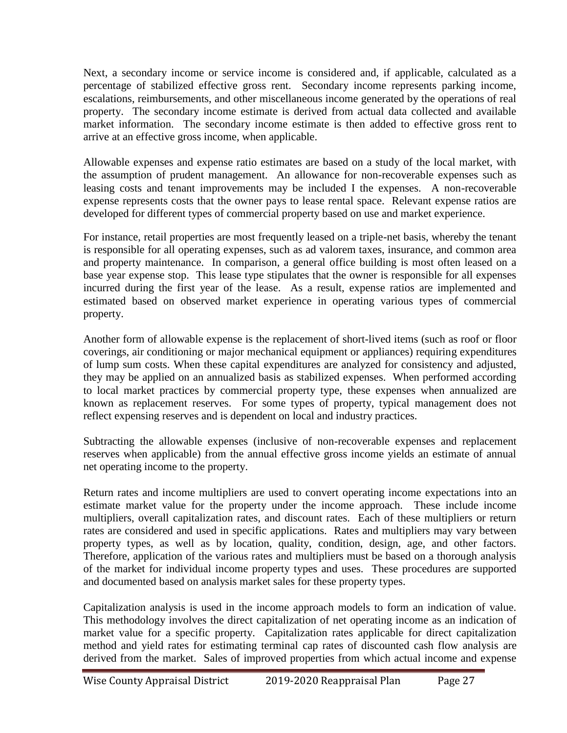Next, a secondary income or service income is considered and, if applicable, calculated as a percentage of stabilized effective gross rent. Secondary income represents parking income, escalations, reimbursements, and other miscellaneous income generated by the operations of real property. The secondary income estimate is derived from actual data collected and available market information. The secondary income estimate is then added to effective gross rent to arrive at an effective gross income, when applicable.

Allowable expenses and expense ratio estimates are based on a study of the local market, with the assumption of prudent management. An allowance for non-recoverable expenses such as leasing costs and tenant improvements may be included I the expenses. A non-recoverable expense represents costs that the owner pays to lease rental space. Relevant expense ratios are developed for different types of commercial property based on use and market experience.

For instance, retail properties are most frequently leased on a triple-net basis, whereby the tenant is responsible for all operating expenses, such as ad valorem taxes, insurance, and common area and property maintenance. In comparison, a general office building is most often leased on a base year expense stop. This lease type stipulates that the owner is responsible for all expenses incurred during the first year of the lease. As a result, expense ratios are implemented and estimated based on observed market experience in operating various types of commercial property.

Another form of allowable expense is the replacement of short-lived items (such as roof or floor coverings, air conditioning or major mechanical equipment or appliances) requiring expenditures of lump sum costs. When these capital expenditures are analyzed for consistency and adjusted, they may be applied on an annualized basis as stabilized expenses. When performed according to local market practices by commercial property type, these expenses when annualized are known as replacement reserves. For some types of property, typical management does not reflect expensing reserves and is dependent on local and industry practices.

Subtracting the allowable expenses (inclusive of non-recoverable expenses and replacement reserves when applicable) from the annual effective gross income yields an estimate of annual net operating income to the property.

Return rates and income multipliers are used to convert operating income expectations into an estimate market value for the property under the income approach. These include income multipliers, overall capitalization rates, and discount rates. Each of these multipliers or return rates are considered and used in specific applications. Rates and multipliers may vary between property types, as well as by location, quality, condition, design, age, and other factors. Therefore, application of the various rates and multipliers must be based on a thorough analysis of the market for individual income property types and uses. These procedures are supported and documented based on analysis market sales for these property types.

Capitalization analysis is used in the income approach models to form an indication of value. This methodology involves the direct capitalization of net operating income as an indication of market value for a specific property. Capitalization rates applicable for direct capitalization method and yield rates for estimating terminal cap rates of discounted cash flow analysis are derived from the market. Sales of improved properties from which actual income and expense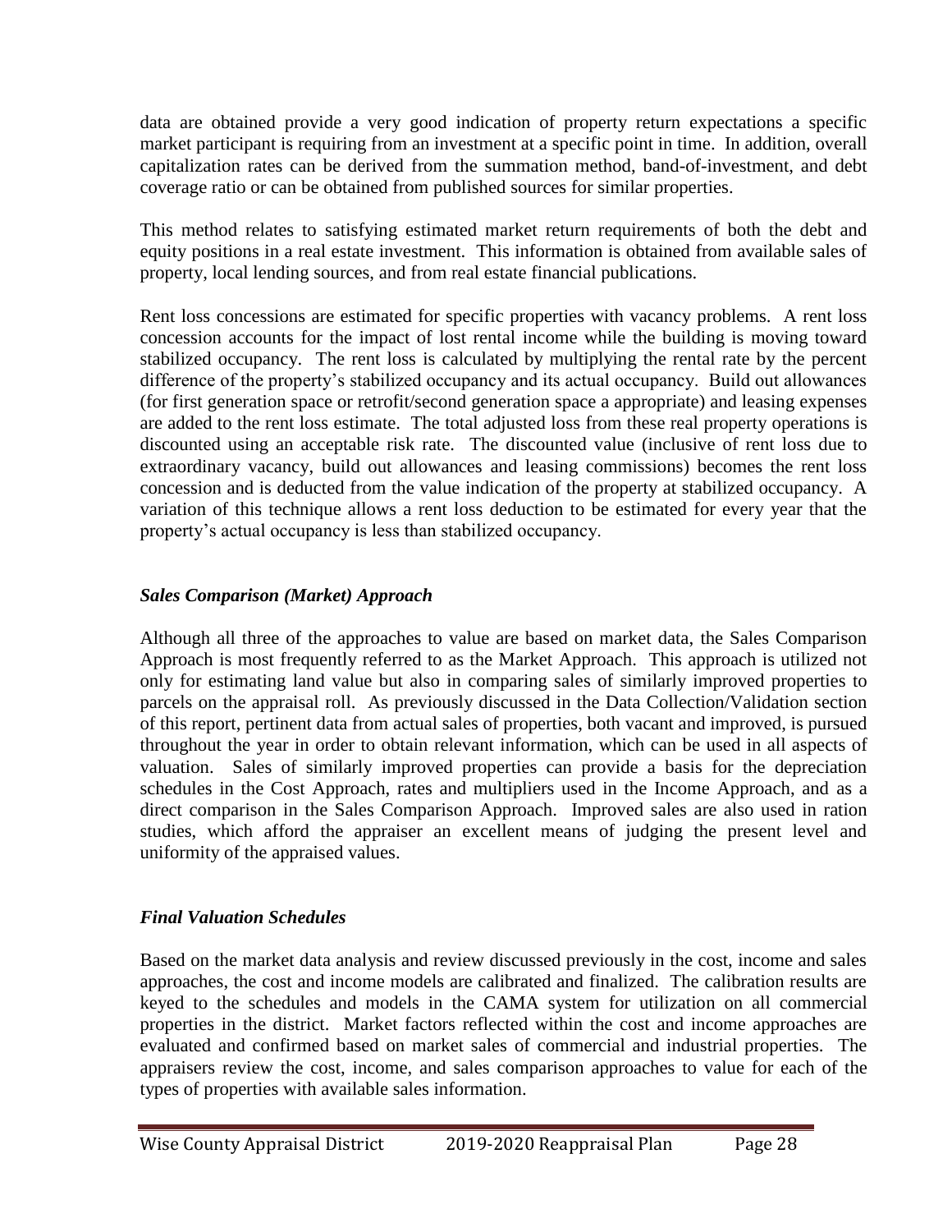data are obtained provide a very good indication of property return expectations a specific market participant is requiring from an investment at a specific point in time. In addition, overall capitalization rates can be derived from the summation method, band-of-investment, and debt coverage ratio or can be obtained from published sources for similar properties.

This method relates to satisfying estimated market return requirements of both the debt and equity positions in a real estate investment. This information is obtained from available sales of property, local lending sources, and from real estate financial publications.

Rent loss concessions are estimated for specific properties with vacancy problems. A rent loss concession accounts for the impact of lost rental income while the building is moving toward stabilized occupancy. The rent loss is calculated by multiplying the rental rate by the percent difference of the property's stabilized occupancy and its actual occupancy. Build out allowances (for first generation space or retrofit/second generation space a appropriate) and leasing expenses are added to the rent loss estimate. The total adjusted loss from these real property operations is discounted using an acceptable risk rate. The discounted value (inclusive of rent loss due to extraordinary vacancy, build out allowances and leasing commissions) becomes the rent loss concession and is deducted from the value indication of the property at stabilized occupancy. A variation of this technique allows a rent loss deduction to be estimated for every year that the property's actual occupancy is less than stabilized occupancy.

### *Sales Comparison (Market) Approach*

Although all three of the approaches to value are based on market data, the Sales Comparison Approach is most frequently referred to as the Market Approach. This approach is utilized not only for estimating land value but also in comparing sales of similarly improved properties to parcels on the appraisal roll. As previously discussed in the Data Collection/Validation section of this report, pertinent data from actual sales of properties, both vacant and improved, is pursued throughout the year in order to obtain relevant information, which can be used in all aspects of valuation. Sales of similarly improved properties can provide a basis for the depreciation schedules in the Cost Approach, rates and multipliers used in the Income Approach, and as a direct comparison in the Sales Comparison Approach. Improved sales are also used in ration studies, which afford the appraiser an excellent means of judging the present level and uniformity of the appraised values.

### *Final Valuation Schedules*

Based on the market data analysis and review discussed previously in the cost, income and sales approaches, the cost and income models are calibrated and finalized. The calibration results are keyed to the schedules and models in the CAMA system for utilization on all commercial properties in the district. Market factors reflected within the cost and income approaches are evaluated and confirmed based on market sales of commercial and industrial properties. The appraisers review the cost, income, and sales comparison approaches to value for each of the types of properties with available sales information.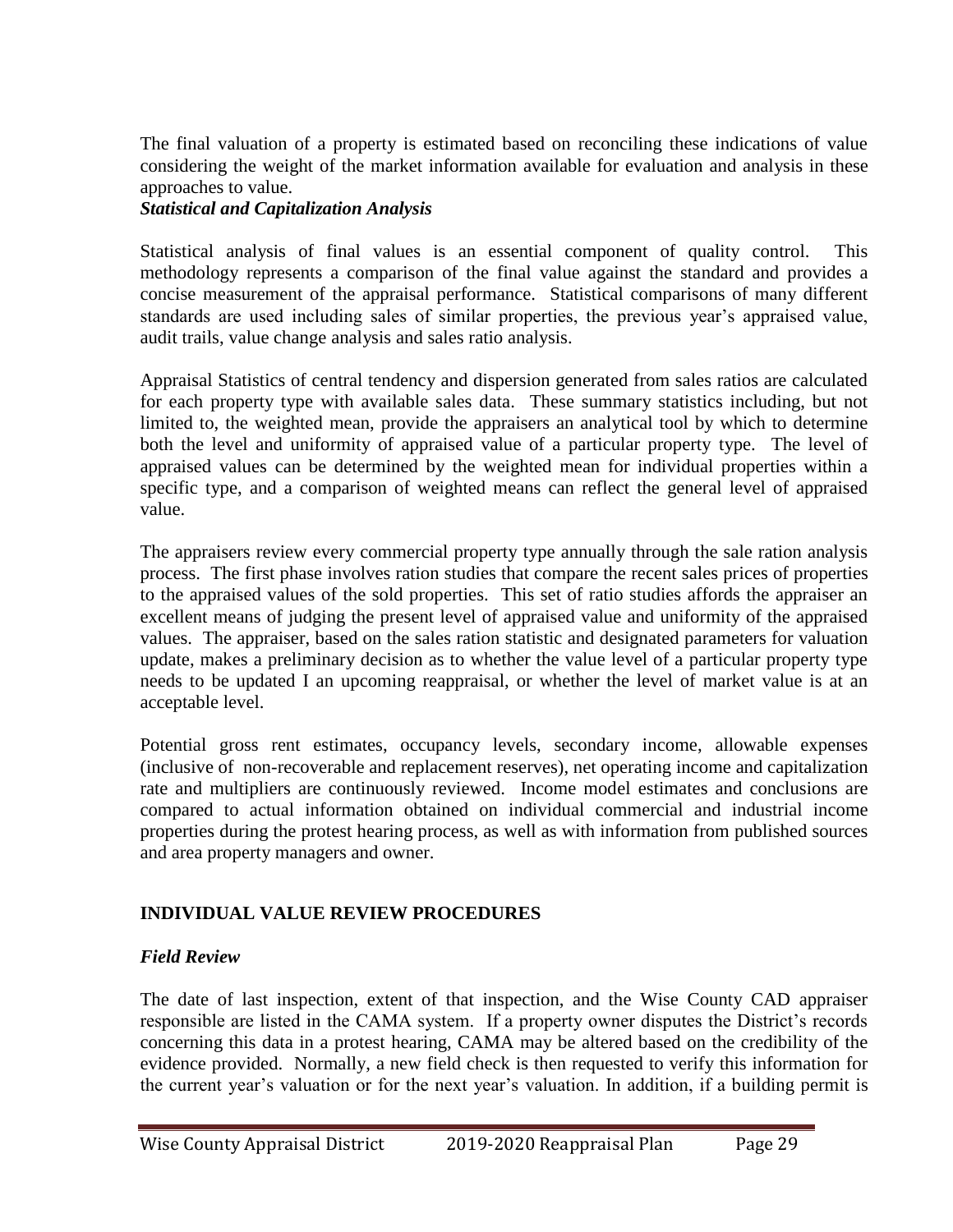The final valuation of a property is estimated based on reconciling these indications of value considering the weight of the market information available for evaluation and analysis in these approaches to value.

***Statistical and Capitalization Analysis***

Statistical analysis of final values is an essential component of quality control. This methodology represents a comparison of the final value against the standard and provides a concise measurement of the appraisal performance. Statistical comparisons of many different standards are used including sales of similar properties, the previous year's appraised value, audit trails, value change analysis and sales ratio analysis.

Appraisal Statistics of central tendency and dispersion generated from sales ratios are calculated for each property type with available sales data. These summary statistics including, but not limited to, the weighted mean, provide the appraisers an analytical tool by which to determine both the level and uniformity of appraised value of a particular property type. The level of appraised values can be determined by the weighted mean for individual properties within a specific type, and a comparison of weighted means can reflect the general level of appraised value.

The appraisers review every commercial property type annually through the sale ration analysis process. The first phase involves ration studies that compare the recent sales prices of properties to the appraised values of the sold properties. This set of ratio studies affords the appraiser an excellent means of judging the present level of appraised value and uniformity of the appraised values. The appraiser, based on the sales ration statistic and designated parameters for valuation update, makes a preliminary decision as to whether the value level of a particular property type needs to be updated I an upcoming reappraisal, or whether the level of market value is at an acceptable level.

Potential gross rent estimates, occupancy levels, secondary income, allowable expenses (inclusive of non-recoverable and replacement reserves), net operating income and capitalization rate and multipliers are continuously reviewed. Income model estimates and conclusions are compared to actual information obtained on individual commercial and industrial income properties during the protest hearing process, as well as with information from published sources and area property managers and owner.

## INDIVIDUAL VALUE REVIEW PROCEDURES

### *Field Review*

The date of last inspection, extent of that inspection, and the Wise County CAD appraiser responsible are listed in the CAMA system. If a property owner disputes the District's records concerning this data in a protest hearing, CAMA may be altered based on the credibility of the evidence provided. Normally, a new field check is then requested to verify this information for the current year's valuation or for the next year's valuation. In addition, if a building permit is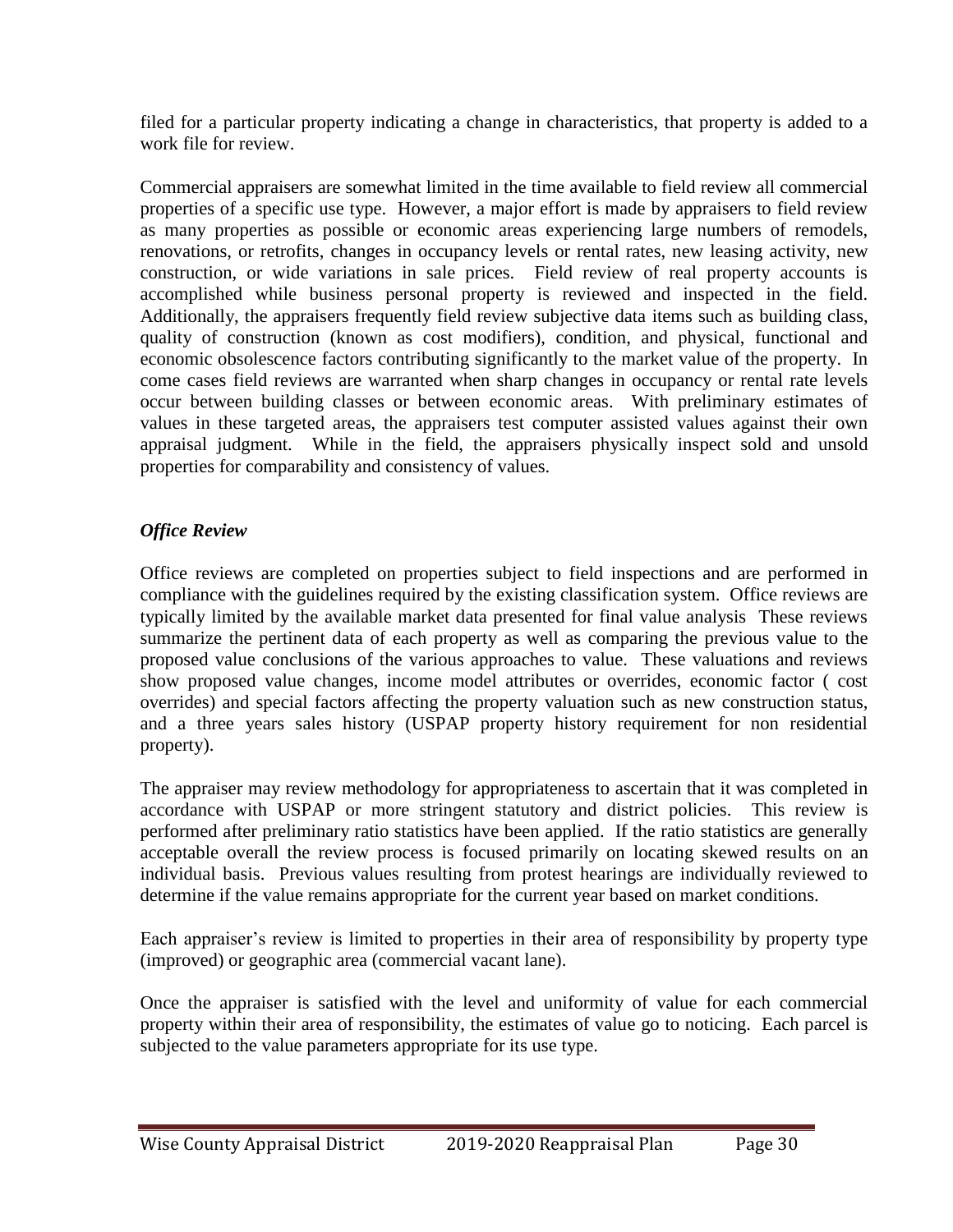filed for a particular property indicating a change in characteristics, that property is added to a work file for review.

Commercial appraisers are somewhat limited in the time available to field review all commercial properties of a specific use type. However, a major effort is made by appraisers to field review as many properties as possible or economic areas experiencing large numbers of remodels, renovations, or retrofits, changes in occupancy levels or rental rates, new leasing activity, new construction, or wide variations in sale prices. Field review of real property accounts is accomplished while business personal property is reviewed and inspected in the field. Additionally, the appraisers frequently field review subjective data items such as building class, quality of construction (known as cost modifiers), condition, and physical, functional and economic obsolescence factors contributing significantly to the market value of the property. In come cases field reviews are warranted when sharp changes in occupancy or rental rate levels occur between building classes or between economic areas. With preliminary estimates of values in these targeted areas, the appraisers test computer assisted values against their own appraisal judgment. While in the field, the appraisers physically inspect sold and unsold properties for comparability and consistency of values.

### *Office Review*

Office reviews are completed on properties subject to field inspections and are performed in compliance with the guidelines required by the existing classification system. Office reviews are typically limited by the available market data presented for final value analysis These reviews summarize the pertinent data of each property as well as comparing the previous value to the proposed value conclusions of the various approaches to value. These valuations and reviews show proposed value changes, income model attributes or overrides, economic factor ( cost overrides) and special factors affecting the property valuation such as new construction status, and a three years sales history (USPAP property history requirement for non residential property).

The appraiser may review methodology for appropriateness to ascertain that it was completed in accordance with USPAP or more stringent statutory and district policies. This review is performed after preliminary ratio statistics have been applied. If the ratio statistics are generally acceptable overall the review process is focused primarily on locating skewed results on an individual basis. Previous values resulting from protest hearings are individually reviewed to determine if the value remains appropriate for the current year based on market conditions.

Each appraiser's review is limited to properties in their area of responsibility by property type (improved) or geographic area (commercial vacant lane).

Once the appraiser is satisfied with the level and uniformity of value for each commercial property within their area of responsibility, the estimates of value go to noticing. Each parcel is subjected to the value parameters appropriate for its use type.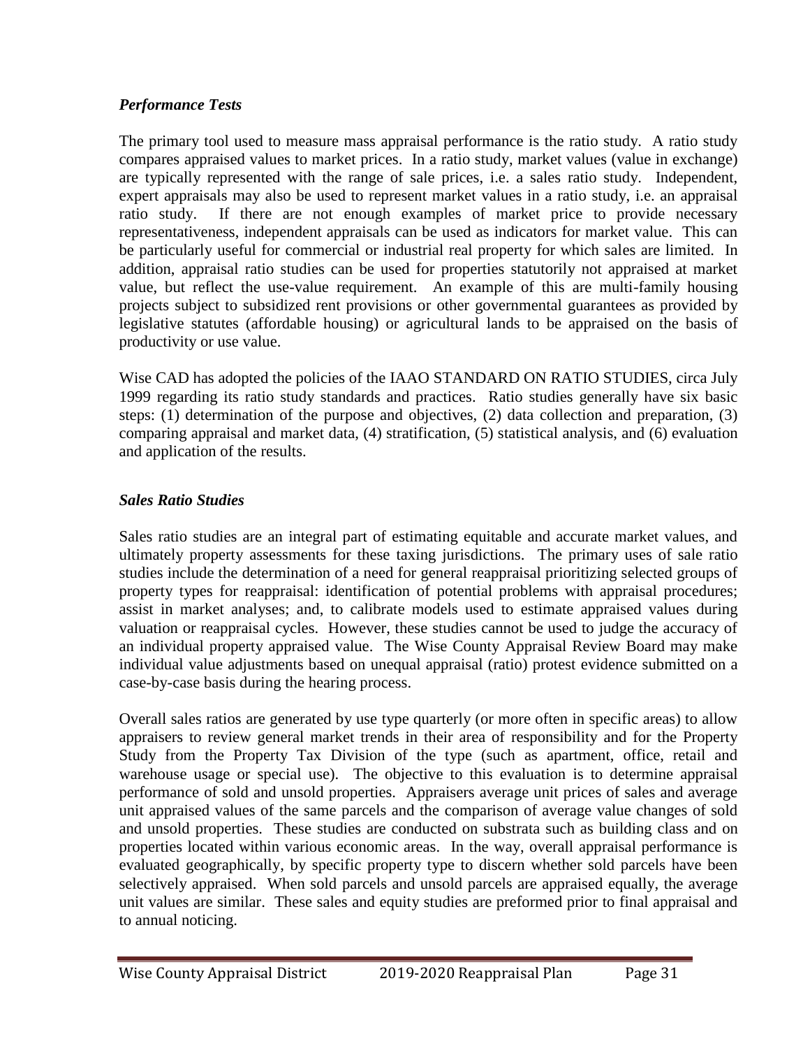### *Performance Tests*

The primary tool used to measure mass appraisal performance is the ratio study. A ratio study compares appraised values to market prices. In a ratio study, market values (value in exchange) are typically represented with the range of sale prices, i.e. a sales ratio study. Independent, expert appraisals may also be used to represent market values in a ratio study, i.e. an appraisal ratio study. If there are not enough examples of market price to provide necessary representativeness, independent appraisals can be used as indicators for market value. This can be particularly useful for commercial or industrial real property for which sales are limited. In addition, appraisal ratio studies can be used for properties statutorily not appraised at market value, but reflect the use-value requirement. An example of this are multi-family housing projects subject to subsidized rent provisions or other governmental guarantees as provided by legislative statutes (affordable housing) or agricultural lands to be appraised on the basis of productivity or use value.

Wise CAD has adopted the policies of the IAAO STANDARD ON RATIO STUDIES, circa July 1999 regarding its ratio study standards and practices. Ratio studies generally have six basic steps: (1) determination of the purpose and objectives, (2) data collection and preparation, (3) comparing appraisal and market data, (4) stratification, (5) statistical analysis, and (6) evaluation and application of the results.

### *Sales Ratio Studies*

Sales ratio studies are an integral part of estimating equitable and accurate market values, and ultimately property assessments for these taxing jurisdictions. The primary uses of sale ratio studies include the determination of a need for general reappraisal prioritizing selected groups of property types for reappraisal: identification of potential problems with appraisal procedures; assist in market analyses; and, to calibrate models used to estimate appraised values during valuation or reappraisal cycles. However, these studies cannot be used to judge the accuracy of an individual property appraised value. The Wise County Appraisal Review Board may make individual value adjustments based on unequal appraisal (ratio) protest evidence submitted on a case-by-case basis during the hearing process.

Overall sales ratios are generated by use type quarterly (or more often in specific areas) to allow appraisers to review general market trends in their area of responsibility and for the Property Study from the Property Tax Division of the type (such as apartment, office, retail and warehouse usage or special use). The objective to this evaluation is to determine appraisal performance of sold and unsold properties. Appraisers average unit prices of sales and average unit appraised values of the same parcels and the comparison of average value changes of sold and unsold properties. These studies are conducted on substrata such as building class and on properties located within various economic areas. In the way, overall appraisal performance is evaluated geographically, by specific property type to discern whether sold parcels have been selectively appraised. When sold parcels and unsold parcels are appraised equally, the average unit values are similar. These sales and equity studies are preformed prior to final appraisal and to annual noticing.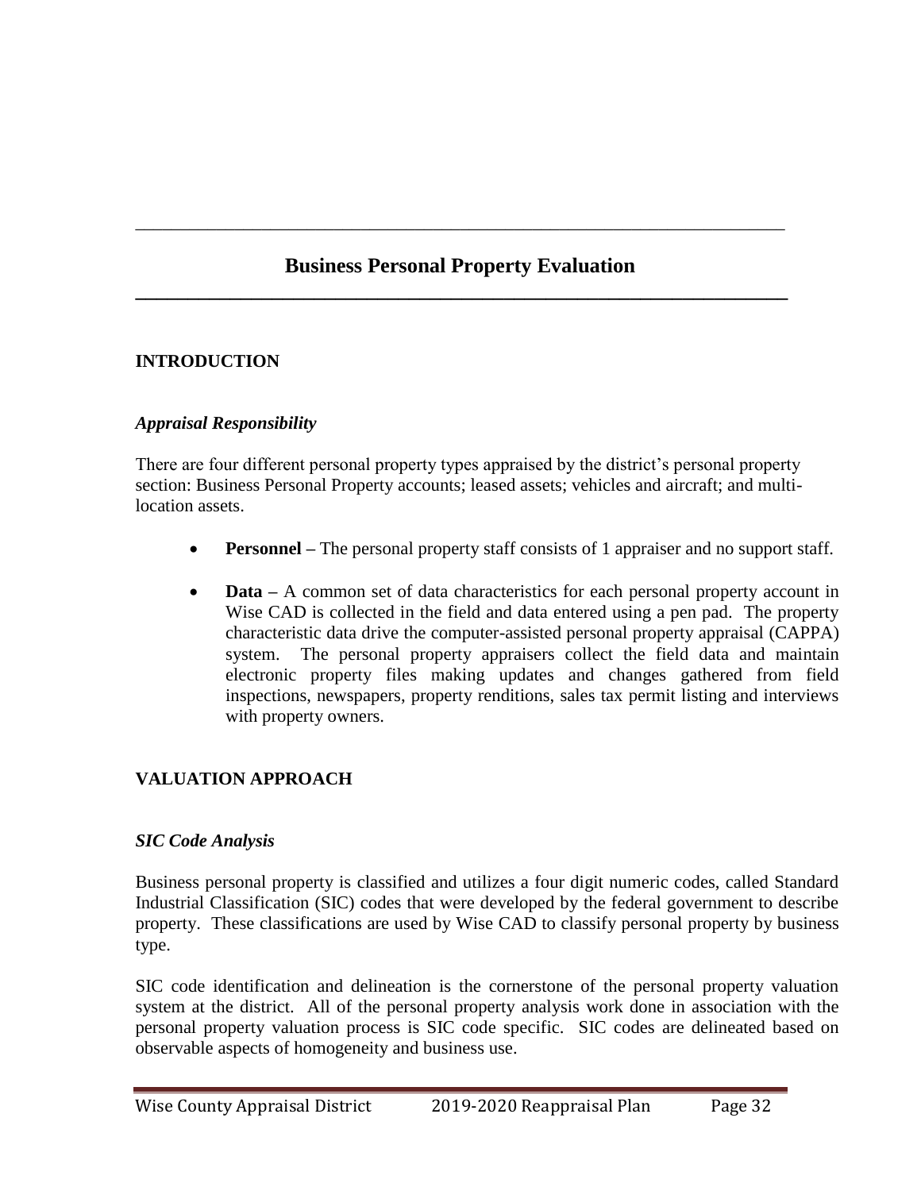# Business Personal Property Evaluation

## INTRODUCTION

### *Appraisal Responsibility*

There are four different personal property types appraised by the district's personal property section: Business Personal Property accounts; leased assets; vehicles and aircraft; and multi-location assets.

- **Personnel –** The personal property staff consists of 1 appraiser and no support staff.
- **Data –** A common set of data characteristics for each personal property account in Wise CAD is collected in the field and data entered using a pen pad. The property characteristic data drive the computer-assisted personal property appraisal (CAPPA) system. The personal property appraisers collect the field data and maintain electronic property files making updates and changes gathered from field inspections, newspapers, property renditions, sales tax permit listing and interviews with property owners.

## VALUATION APPROACH

### *SIC Code Analysis*

Business personal property is classified and utilizes a four digit numeric codes, called Standard Industrial Classification (SIC) codes that were developed by the federal government to describe property. These classifications are used by Wise CAD to classify personal property by business type.

SIC code identification and delineation is the cornerstone of the personal property valuation system at the district. All of the personal property analysis work done in association with the personal property valuation process is SIC code specific. SIC codes are delineated based on observable aspects of homogeneity and business use.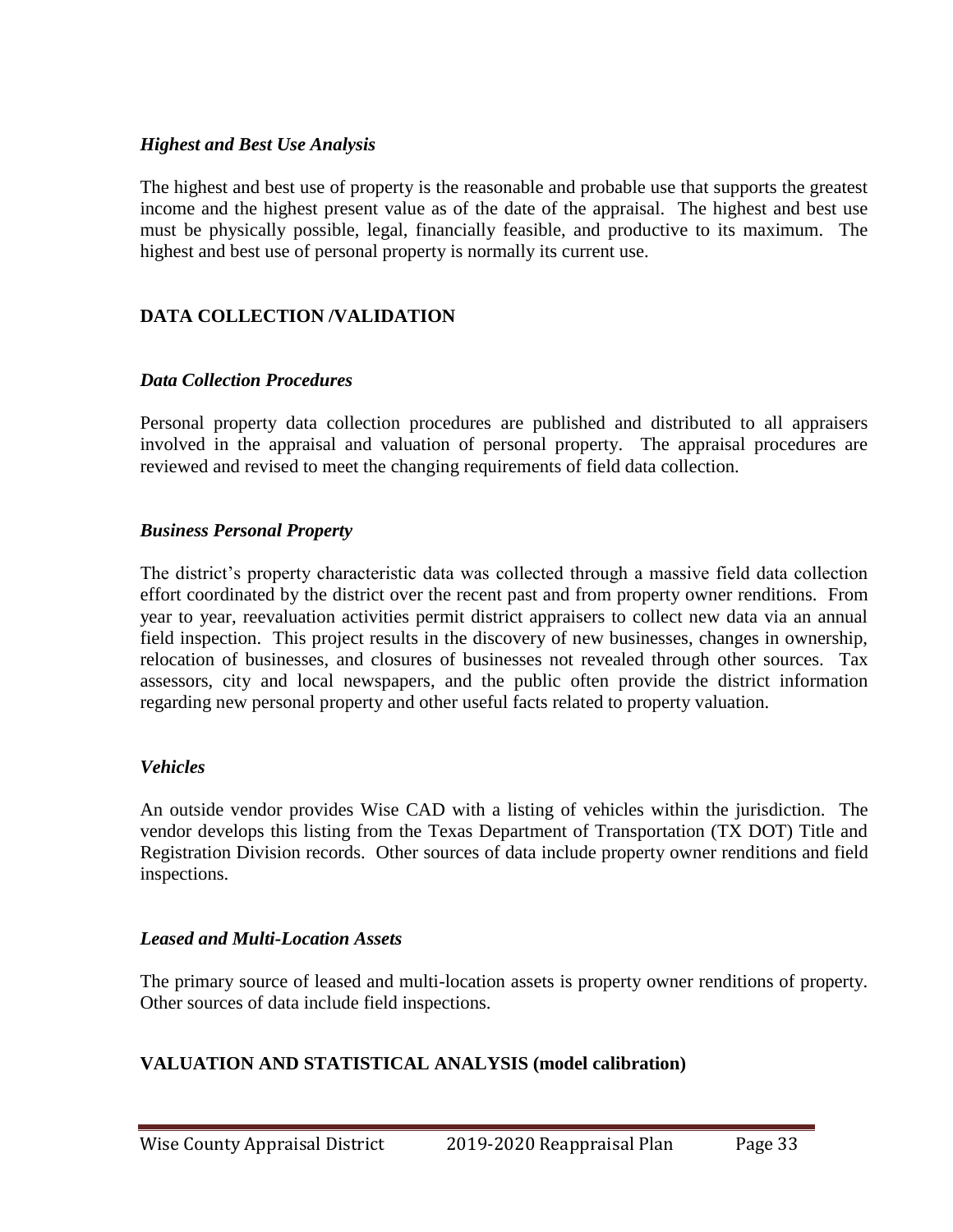### *Highest and Best Use Analysis*

The highest and best use of property is the reasonable and probable use that supports the greatest income and the highest present value as of the date of the appraisal. The highest and best use must be physically possible, legal, financially feasible, and productive to its maximum. The highest and best use of personal property is normally its current use.

## DATA COLLECTION /VALIDATION

### *Data Collection Procedures*

Personal property data collection procedures are published and distributed to all appraisers involved in the appraisal and valuation of personal property. The appraisal procedures are reviewed and revised to meet the changing requirements of field data collection.

### *Business Personal Property*

The district's property characteristic data was collected through a massive field data collection effort coordinated by the district over the recent past and from property owner renditions. From year to year, reevaluation activities permit district appraisers to collect new data via an annual field inspection. This project results in the discovery of new businesses, changes in ownership, relocation of businesses, and closures of businesses not revealed through other sources. Tax assessors, city and local newspapers, and the public often provide the district information regarding new personal property and other useful facts related to property valuation.

### *Vehicles*

An outside vendor provides Wise CAD with a listing of vehicles within the jurisdiction. The vendor develops this listing from the Texas Department of Transportation (TX DOT) Title and Registration Division records. Other sources of data include property owner renditions and field inspections.

### *Leased and Multi-Location Assets*

The primary source of leased and multi-location assets is property owner renditions of property. Other sources of data include field inspections.

## VALUATION AND STATISTICAL ANALYSIS (model calibration)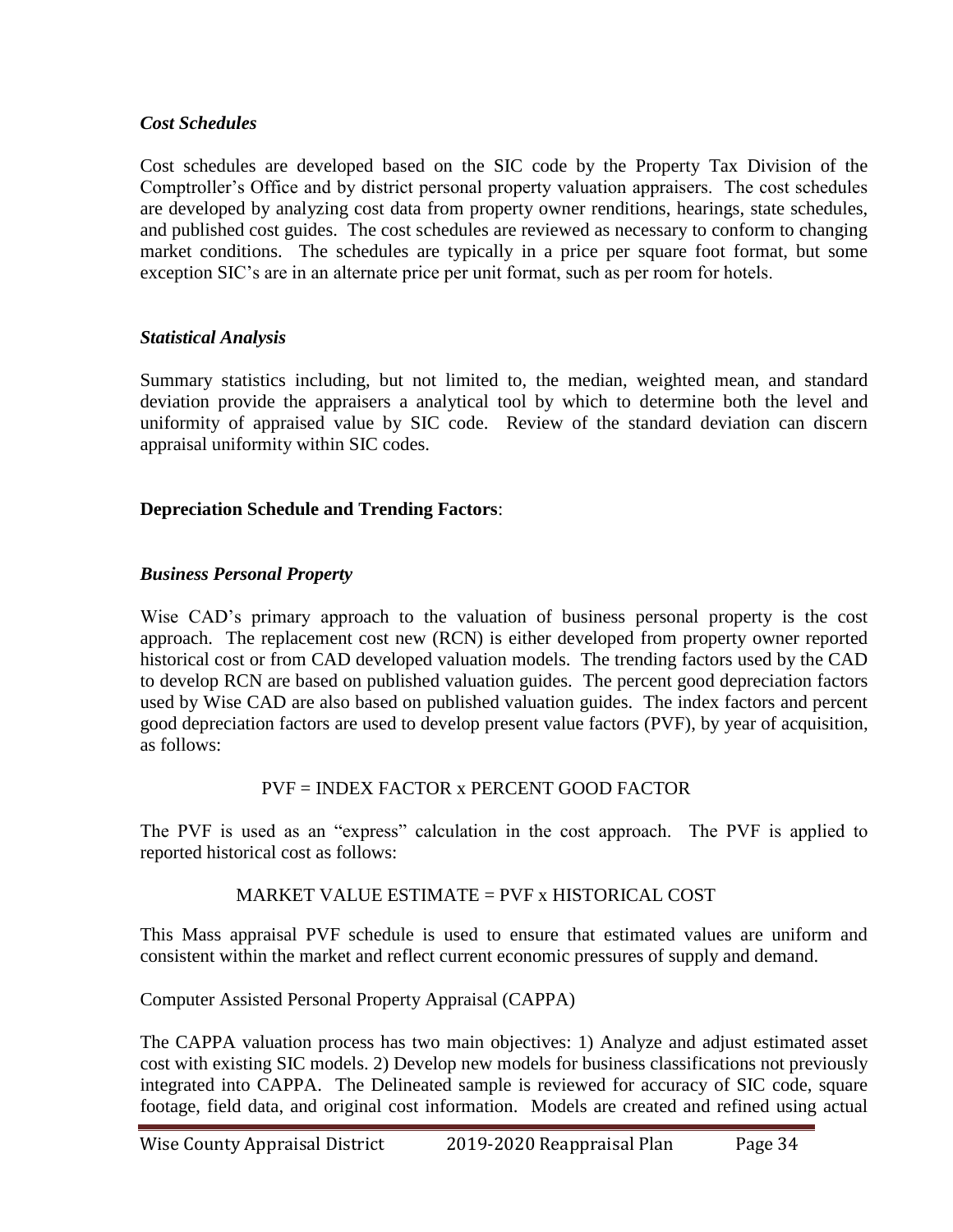### *Cost Schedules*

Cost schedules are developed based on the SIC code by the Property Tax Division of the Comptroller's Office and by district personal property valuation appraisers. The cost schedules are developed by analyzing cost data from property owner renditions, hearings, state schedules, and published cost guides. The cost schedules are reviewed as necessary to conform to changing market conditions. The schedules are typically in a price per square foot format, but some exception SIC's are in an alternate price per unit format, such as per room for hotels.

### *Statistical Analysis*

Summary statistics including, but not limited to, the median, weighted mean, and standard deviation provide the appraisers a analytical tool by which to determine both the level and uniformity of appraised value by SIC code. Review of the standard deviation can discern appraisal uniformity within SIC codes.

## **Depreciation Schedule and Trending Factors**:

### *Business Personal Property*

Wise CAD's primary approach to the valuation of business personal property is the cost approach. The replacement cost new (RCN) is either developed from property owner reported historical cost or from CAD developed valuation models. The trending factors used by the CAD to develop RCN are based on published valuation guides. The percent good depreciation factors used by Wise CAD are also based on published valuation guides. The index factors and percent good depreciation factors are used to develop present value factors (PVF), by year of acquisition, as follows:

PVF = INDEX FACTOR x PERCENT GOOD FACTOR

The PVF is used as an "express" calculation in the cost approach. The PVF is applied to reported historical cost as follows:

MARKET VALUE ESTIMATE = PVF x HISTORICAL COST

This Mass appraisal PVF schedule is used to ensure that estimated values are uniform and consistent within the market and reflect current economic pressures of supply and demand.

Computer Assisted Personal Property Appraisal (CAPPA)

The CAPPA valuation process has two main objectives: 1) Analyze and adjust estimated asset cost with existing SIC models. 2) Develop new models for business classifications not previously integrated into CAPPA. The Delineated sample is reviewed for accuracy of SIC code, square footage, field data, and original cost information. Models are created and refined using actual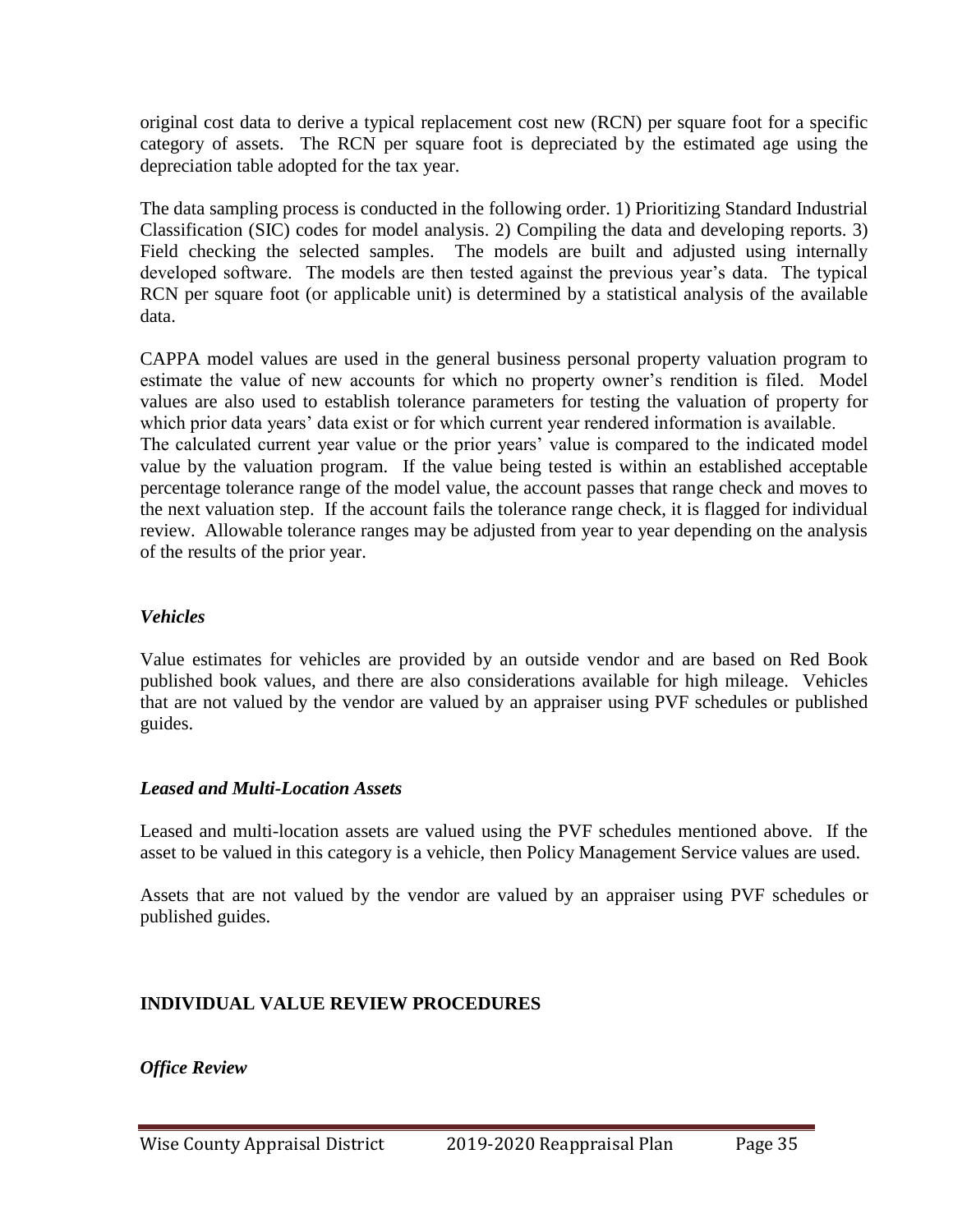original cost data to derive a typical replacement cost new (RCN) per square foot for a specific category of assets. The RCN per square foot is depreciated by the estimated age using the depreciation table adopted for the tax year.

The data sampling process is conducted in the following order. 1) Prioritizing Standard Industrial Classification (SIC) codes for model analysis. 2) Compiling the data and developing reports. 3) Field checking the selected samples. The models are built and adjusted using internally developed software. The models are then tested against the previous year's data. The typical RCN per square foot (or applicable unit) is determined by a statistical analysis of the available data.

CAPPA model values are used in the general business personal property valuation program to estimate the value of new accounts for which no property owner's rendition is filed. Model values are also used to establish tolerance parameters for testing the valuation of property for which prior data years' data exist or for which current year rendered information is available.
The calculated current year value or the prior years' value is compared to the indicated model value by the valuation program. If the value being tested is within an established acceptable percentage tolerance range of the model value, the account passes that range check and moves to the next valuation step. If the account fails the tolerance range check, it is flagged for individual review. Allowable tolerance ranges may be adjusted from year to year depending on the analysis of the results of the prior year.

### *Vehicles*

Value estimates for vehicles are provided by an outside vendor and are based on Red Book published book values, and there are also considerations available for high mileage. Vehicles that are not valued by the vendor are valued by an appraiser using PVF schedules or published guides.

### *Leased and Multi-Location Assets*

Leased and multi-location assets are valued using the PVF schedules mentioned above. If the asset to be valued in this category is a vehicle, then Policy Management Service values are used.

Assets that are not valued by the vendor are valued by an appraiser using PVF schedules or published guides.

## INDIVIDUAL VALUE REVIEW PROCEDURES

### *Office Review*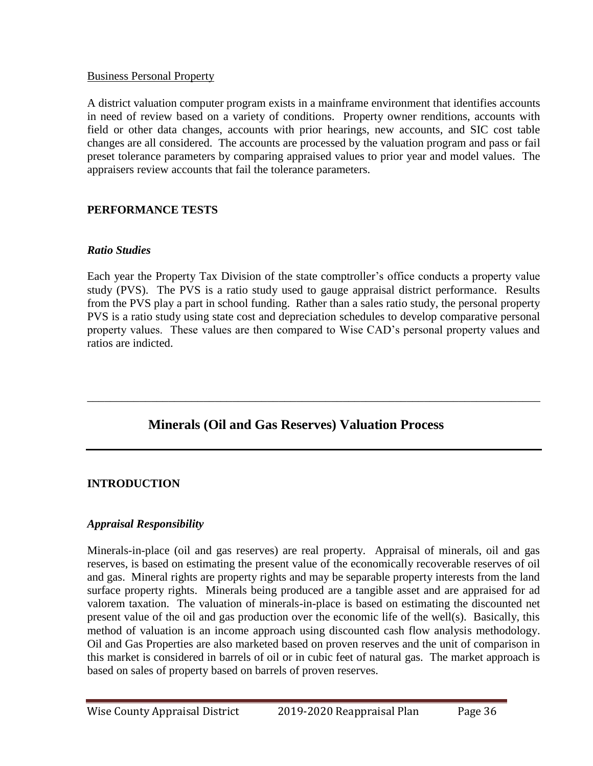Business Personal Property

A district valuation computer program exists in a mainframe environment that identifies accounts in need of review based on a variety of conditions. Property owner renditions, accounts with field or other data changes, accounts with prior hearings, new accounts, and SIC cost table changes are all considered. The accounts are processed by the valuation program and pass or fail preset tolerance parameters by comparing appraised values to prior year and model values. The appraisers review accounts that fail the tolerance parameters.

### PERFORMANCE TESTS

#### *Ratio Studies*

Each year the Property Tax Division of the state comptroller's office conducts a property value study (PVS). The PVS is a ratio study used to gauge appraisal district performance. Results from the PVS play a part in school funding. Rather than a sales ratio study, the personal property PVS is a ratio study using state cost and depreciation schedules to develop comparative personal property values. These values are then compared to Wise CAD's personal property values and ratios are indicted.

---

## Minerals (Oil and Gas Reserves) Valuation Process

### INTRODUCTION

#### *Appraisal Responsibility*

Minerals-in-place (oil and gas reserves) are real property. Appraisal of minerals, oil and gas reserves, is based on estimating the present value of the economically recoverable reserves of oil and gas. Mineral rights are property rights and may be separable property interests from the land surface property rights. Minerals being produced are a tangible asset and are appraised for ad valorem taxation. The valuation of minerals-in-place is based on estimating the discounted net present value of the oil and gas production over the economic life of the well(s). Basically, this method of valuation is an income approach using discounted cash flow analysis methodology. Oil and Gas Properties are also marketed based on proven reserves and the unit of comparison in this market is considered in barrels of oil or in cubic feet of natural gas. The market approach is based on sales of property based on barrels of proven reserves.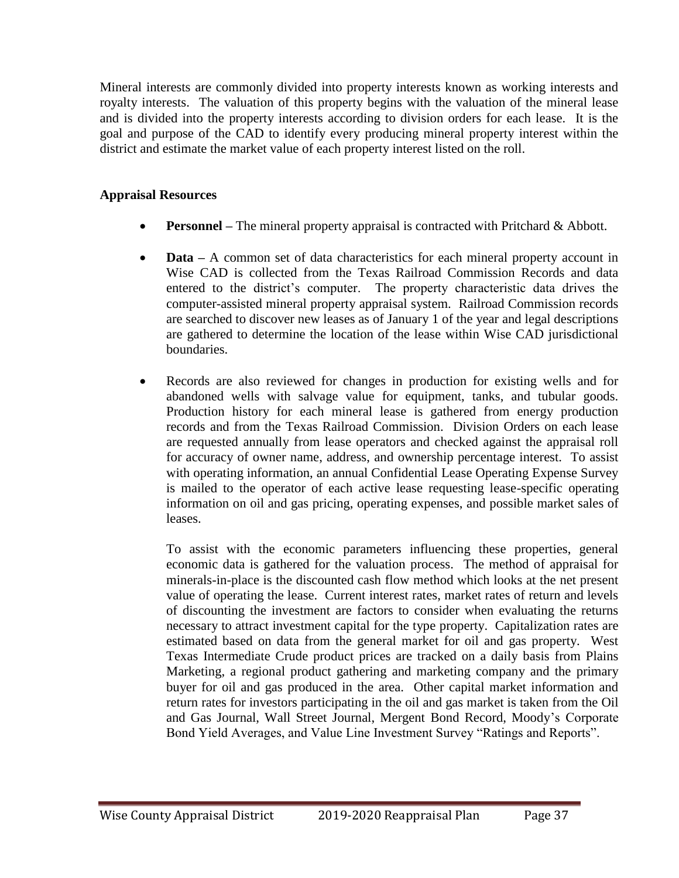Mineral interests are commonly divided into property interests known as working interests and royalty interests. The valuation of this property begins with the valuation of the mineral lease and is divided into the property interests according to division orders for each lease. It is the goal and purpose of the CAD to identify every producing mineral property interest within the district and estimate the market value of each property interest listed on the roll.

### Appraisal Resources

- **Personnel –** The mineral property appraisal is contracted with Pritchard & Abbott.

- **Data –** A common set of data characteristics for each mineral property account in Wise CAD is collected from the Texas Railroad Commission Records and data entered to the district's computer. The property characteristic data drives the computer-assisted mineral property appraisal system. Railroad Commission records are searched to discover new leases as of January 1 of the year and legal descriptions are gathered to determine the location of the lease within Wise CAD jurisdictional boundaries.

- Records are also reviewed for changes in production for existing wells and for abandoned wells with salvage value for equipment, tanks, and tubular goods. Production history for each mineral lease is gathered from energy production records and from the Texas Railroad Commission. Division Orders on each lease are requested annually from lease operators and checked against the appraisal roll for accuracy of owner name, address, and ownership percentage interest. To assist with operating information, an annual Confidential Lease Operating Expense Survey is mailed to the operator of each active lease requesting lease-specific operating information on oil and gas pricing, operating expenses, and possible market sales of leases.

  To assist with the economic parameters influencing these properties, general economic data is gathered for the valuation process. The method of appraisal for minerals-in-place is the discounted cash flow method which looks at the net present value of operating the lease. Current interest rates, market rates of return and levels of discounting the investment are factors to consider when evaluating the returns necessary to attract investment capital for the type property. Capitalization rates are estimated based on data from the general market for oil and gas property. West Texas Intermediate Crude product prices are tracked on a daily basis from Plains Marketing, a regional product gathering and marketing company and the primary buyer for oil and gas produced in the area. Other capital market information and return rates for investors participating in the oil and gas market is taken from the Oil and Gas Journal, Wall Street Journal, Mergent Bond Record, Moody's Corporate Bond Yield Averages, and Value Line Investment Survey "Ratings and Reports".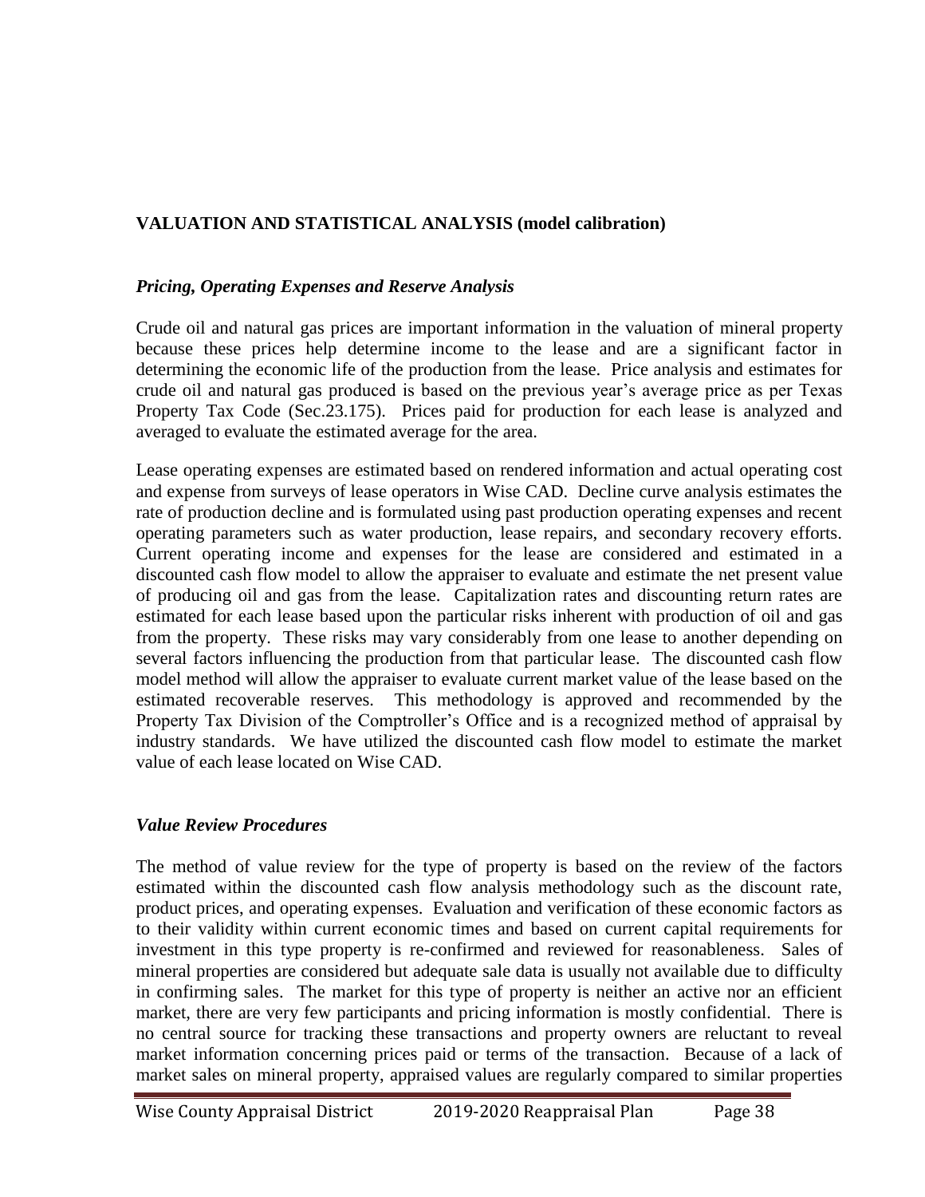## VALUATION AND STATISTICAL ANALYSIS (model calibration)

### *Pricing, Operating Expenses and Reserve Analysis*

Crude oil and natural gas prices are important information in the valuation of mineral property because these prices help determine income to the lease and are a significant factor in determining the economic life of the production from the lease. Price analysis and estimates for crude oil and natural gas produced is based on the previous year's average price as per Texas Property Tax Code (Sec.23.175). Prices paid for production for each lease is analyzed and averaged to evaluate the estimated average for the area.

Lease operating expenses are estimated based on rendered information and actual operating cost and expense from surveys of lease operators in Wise CAD. Decline curve analysis estimates the rate of production decline and is formulated using past production operating expenses and recent operating parameters such as water production, lease repairs, and secondary recovery efforts. Current operating income and expenses for the lease are considered and estimated in a discounted cash flow model to allow the appraiser to evaluate and estimate the net present value of producing oil and gas from the lease. Capitalization rates and discounting return rates are estimated for each lease based upon the particular risks inherent with production of oil and gas from the property. These risks may vary considerably from one lease to another depending on several factors influencing the production from that particular lease. The discounted cash flow model method will allow the appraiser to evaluate current market value of the lease based on the estimated recoverable reserves. This methodology is approved and recommended by the Property Tax Division of the Comptroller's Office and is a recognized method of appraisal by industry standards. We have utilized the discounted cash flow model to estimate the market value of each lease located on Wise CAD.

### *Value Review Procedures*

The method of value review for the type of property is based on the review of the factors estimated within the discounted cash flow analysis methodology such as the discount rate, product prices, and operating expenses. Evaluation and verification of these economic factors as to their validity within current economic times and based on current capital requirements for investment in this type property is re-confirmed and reviewed for reasonableness. Sales of mineral properties are considered but adequate sale data is usually not available due to difficulty in confirming sales. The market for this type of property is neither an active nor an efficient market, there are very few participants and pricing information is mostly confidential. There is no central source for tracking these transactions and property owners are reluctant to reveal market information concerning prices paid or terms of the transaction. Because of a lack of market sales on mineral property, appraised values are regularly compared to similar properties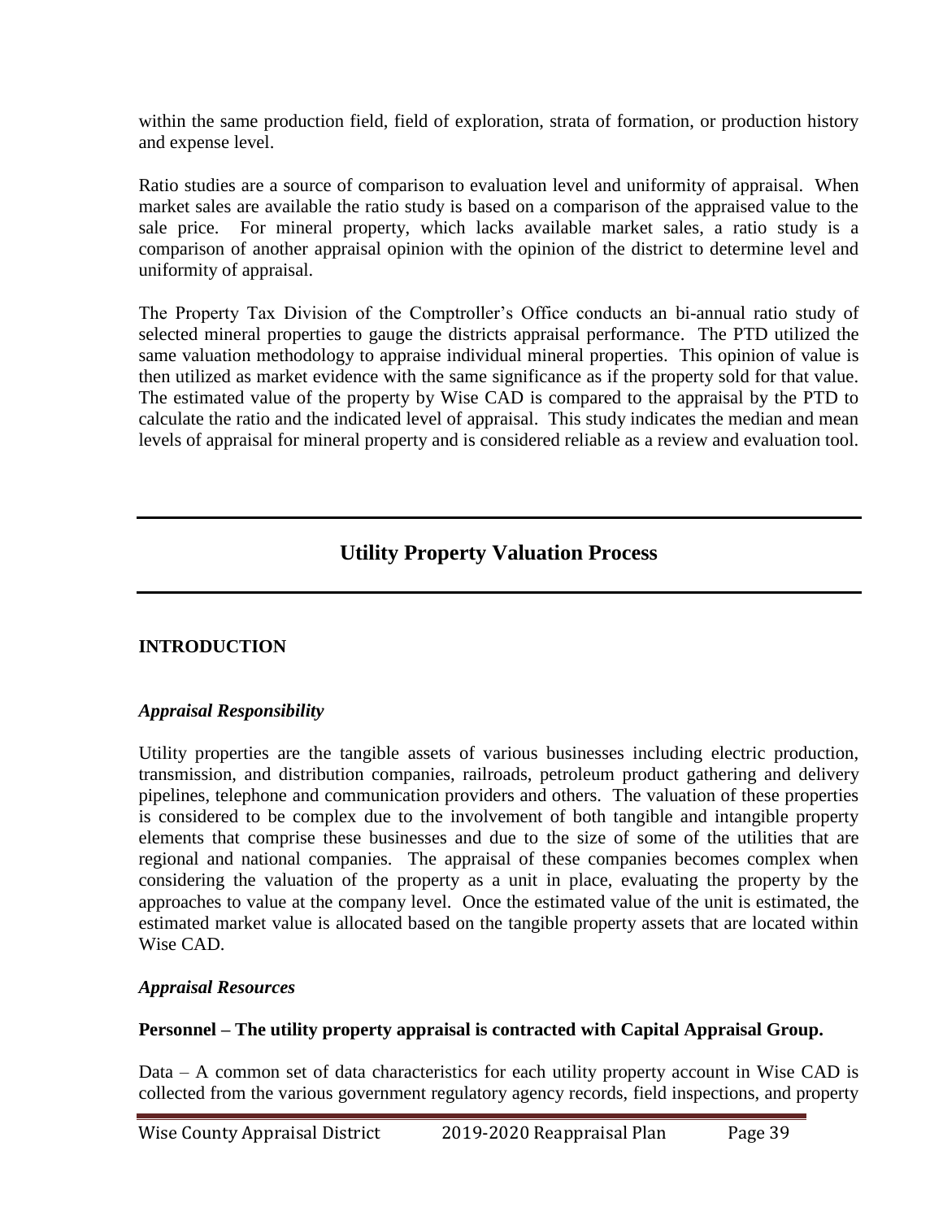within the same production field, field of exploration, strata of formation, or production history and expense level.

Ratio studies are a source of comparison to evaluation level and uniformity of appraisal. When market sales are available the ratio study is based on a comparison of the appraised value to the sale price. For mineral property, which lacks available market sales, a ratio study is a comparison of another appraisal opinion with the opinion of the district to determine level and uniformity of appraisal.

The Property Tax Division of the Comptroller's Office conducts an bi-annual ratio study of selected mineral properties to gauge the districts appraisal performance. The PTD utilized the same valuation methodology to appraise individual mineral properties. This opinion of value is then utilized as market evidence with the same significance as if the property sold for that value. The estimated value of the property by Wise CAD is compared to the appraisal by the PTD to calculate the ratio and the indicated level of appraisal. This study indicates the median and mean levels of appraisal for mineral property and is considered reliable as a review and evaluation tool.

---

## Utility Property Valuation Process

---

### INTRODUCTION

#### *Appraisal Responsibility*

Utility properties are the tangible assets of various businesses including electric production, transmission, and distribution companies, railroads, petroleum product gathering and delivery pipelines, telephone and communication providers and others. The valuation of these properties is considered to be complex due to the involvement of both tangible and intangible property elements that comprise these businesses and due to the size of some of the utilities that are regional and national companies. The appraisal of these companies becomes complex when considering the valuation of the property as a unit in place, evaluating the property by the approaches to value at the company level. Once the estimated value of the unit is estimated, the estimated market value is allocated based on the tangible property assets that are located within Wise CAD.

#### *Appraisal Resources*

**Personnel – The utility property appraisal is contracted with Capital Appraisal Group.**

Data – A common set of data characteristics for each utility property account in Wise CAD is collected from the various government regulatory agency records, field inspections, and property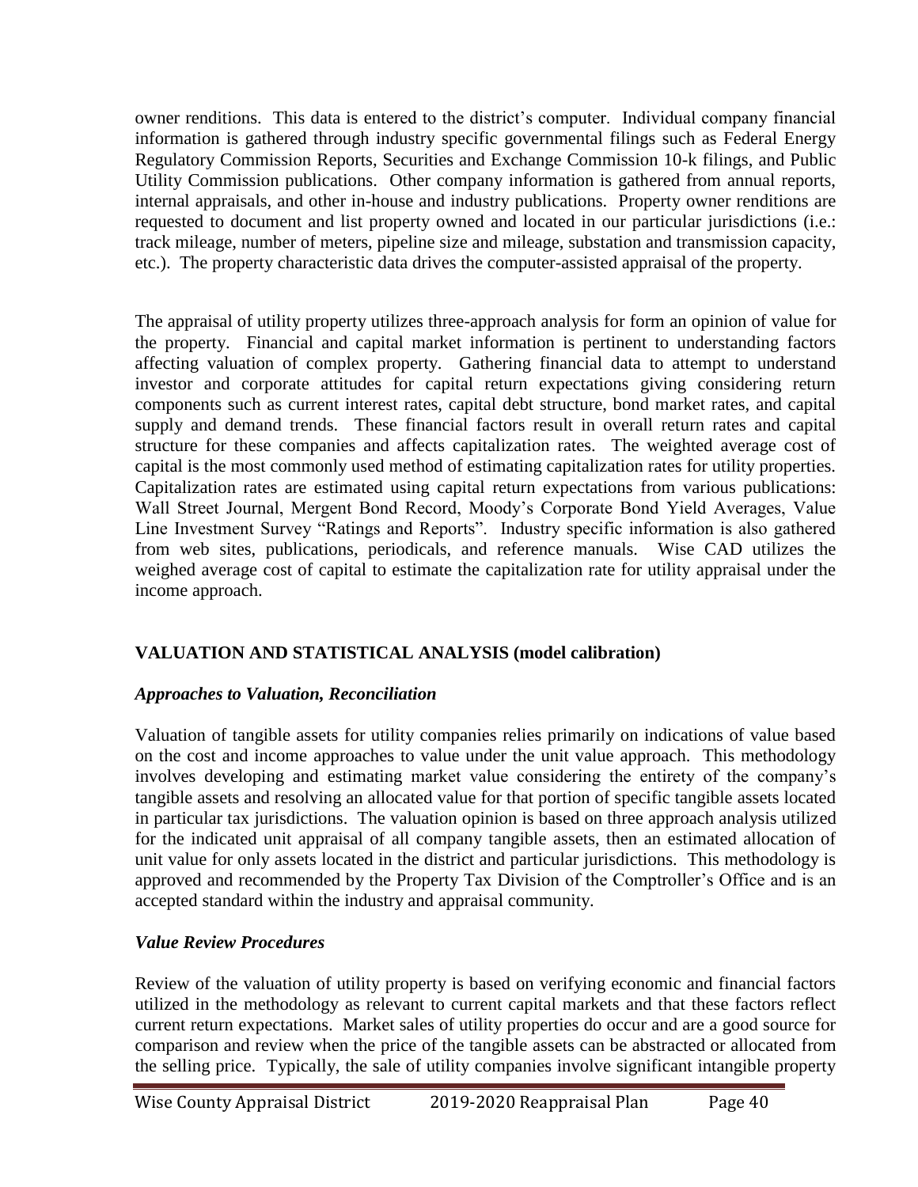owner renditions. This data is entered to the district's computer. Individual company financial information is gathered through industry specific governmental filings such as Federal Energy Regulatory Commission Reports, Securities and Exchange Commission 10-k filings, and Public Utility Commission publications. Other company information is gathered from annual reports, internal appraisals, and other in-house and industry publications. Property owner renditions are requested to document and list property owned and located in our particular jurisdictions (i.e.: track mileage, number of meters, pipeline size and mileage, substation and transmission capacity, etc.). The property characteristic data drives the computer-assisted appraisal of the property.

The appraisal of utility property utilizes three-approach analysis for form an opinion of value for the property. Financial and capital market information is pertinent to understanding factors affecting valuation of complex property. Gathering financial data to attempt to understand investor and corporate attitudes for capital return expectations giving considering return components such as current interest rates, capital debt structure, bond market rates, and capital supply and demand trends. These financial factors result in overall return rates and capital structure for these companies and affects capitalization rates. The weighted average cost of capital is the most commonly used method of estimating capitalization rates for utility properties. Capitalization rates are estimated using capital return expectations from various publications: Wall Street Journal, Mergent Bond Record, Moody's Corporate Bond Yield Averages, Value Line Investment Survey "Ratings and Reports". Industry specific information is also gathered from web sites, publications, periodicals, and reference manuals. Wise CAD utilizes the weighed average cost of capital to estimate the capitalization rate for utility appraisal under the income approach.

## VALUATION AND STATISTICAL ANALYSIS (model calibration)

### *Approaches to Valuation, Reconciliation*

Valuation of tangible assets for utility companies relies primarily on indications of value based on the cost and income approaches to value under the unit value approach. This methodology involves developing and estimating market value considering the entirety of the company's tangible assets and resolving an allocated value for that portion of specific tangible assets located in particular tax jurisdictions. The valuation opinion is based on three approach analysis utilized for the indicated unit appraisal of all company tangible assets, then an estimated allocation of unit value for only assets located in the district and particular jurisdictions. This methodology is approved and recommended by the Property Tax Division of the Comptroller's Office and is an accepted standard within the industry and appraisal community.

### *Value Review Procedures*

Review of the valuation of utility property is based on verifying economic and financial factors utilized in the methodology as relevant to current capital markets and that these factors reflect current return expectations. Market sales of utility properties do occur and are a good source for comparison and review when the price of the tangible assets can be abstracted or allocated from the selling price. Typically, the sale of utility companies involve significant intangible property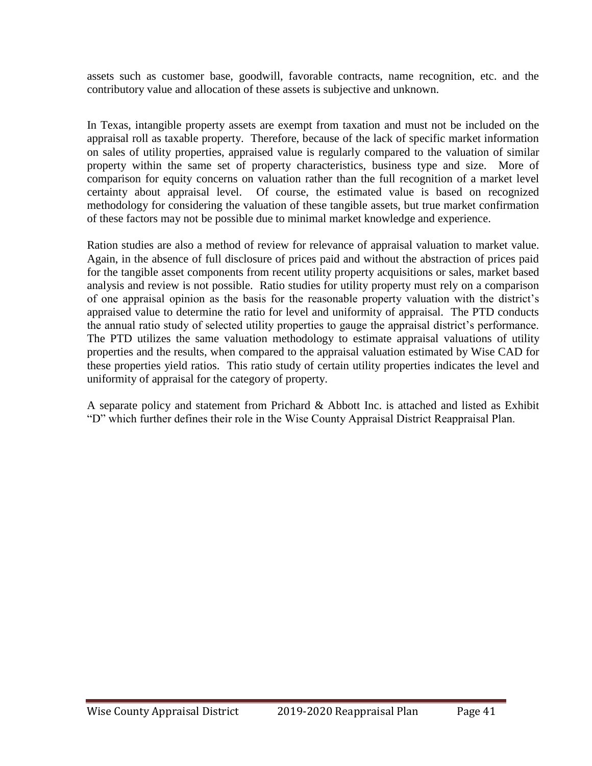assets such as customer base, goodwill, favorable contracts, name recognition, etc. and the contributory value and allocation of these assets is subjective and unknown.

In Texas, intangible property assets are exempt from taxation and must not be included on the appraisal roll as taxable property. Therefore, because of the lack of specific market information on sales of utility properties, appraised value is regularly compared to the valuation of similar property within the same set of property characteristics, business type and size. More of comparison for equity concerns on valuation rather than the full recognition of a market level certainty about appraisal level. Of course, the estimated value is based on recognized methodology for considering the valuation of these tangible assets, but true market confirmation of these factors may not be possible due to minimal market knowledge and experience.

Ration studies are also a method of review for relevance of appraisal valuation to market value. Again, in the absence of full disclosure of prices paid and without the abstraction of prices paid for the tangible asset components from recent utility property acquisitions or sales, market based analysis and review is not possible. Ratio studies for utility property must rely on a comparison of one appraisal opinion as the basis for the reasonable property valuation with the district's appraised value to determine the ratio for level and uniformity of appraisal. The PTD conducts the annual ratio study of selected utility properties to gauge the appraisal district's performance. The PTD utilizes the same valuation methodology to estimate appraisal valuations of utility properties and the results, when compared to the appraisal valuation estimated by Wise CAD for these properties yield ratios. This ratio study of certain utility properties indicates the level and uniformity of appraisal for the category of property.

A separate policy and statement from Prichard & Abbott Inc. is attached and listed as Exhibit "D" which further defines their role in the Wise County Appraisal District Reappraisal Plan.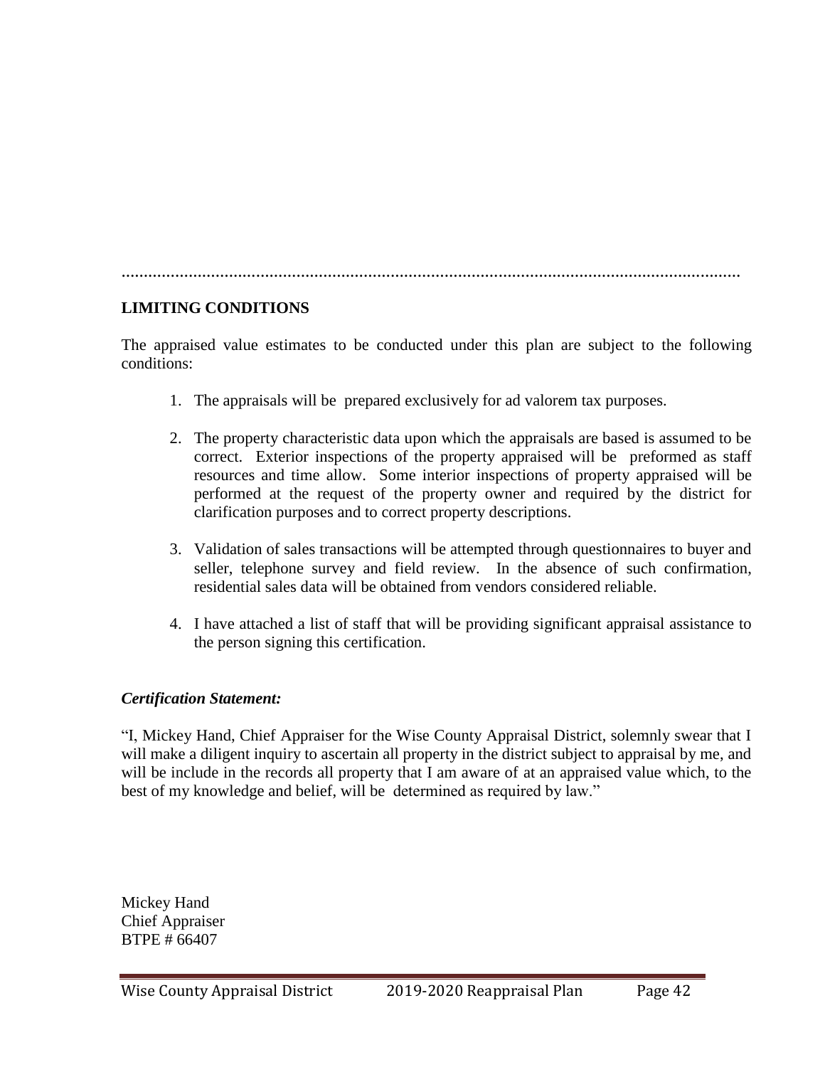.................................................................................................................................

## LIMITING CONDITIONS

The appraised value estimates to be conducted under this plan are subject to the following conditions:

1. The appraisals will be prepared exclusively for ad valorem tax purposes.

2. The property characteristic data upon which the appraisals are based is assumed to be correct. Exterior inspections of the property appraised will be preformed as staff resources and time allow. Some interior inspections of property appraised will be performed at the request of the property owner and required by the district for clarification purposes and to correct property descriptions.

3. Validation of sales transactions will be attempted through questionnaires to buyer and seller, telephone survey and field review. In the absence of such confirmation, residential sales data will be obtained from vendors considered reliable.

4. I have attached a list of staff that will be providing significant appraisal assistance to the person signing this certification.

***Certification Statement:***

"I, Mickey Hand, Chief Appraiser for the Wise County Appraisal District, solemnly swear that I will make a diligent inquiry to ascertain all property in the district subject to appraisal by me, and will be include in the records all property that I am aware of at an appraised value which, to the best of my knowledge and belief, will be determined as required by law."

Mickey Hand
Chief Appraiser
BTPE # 66407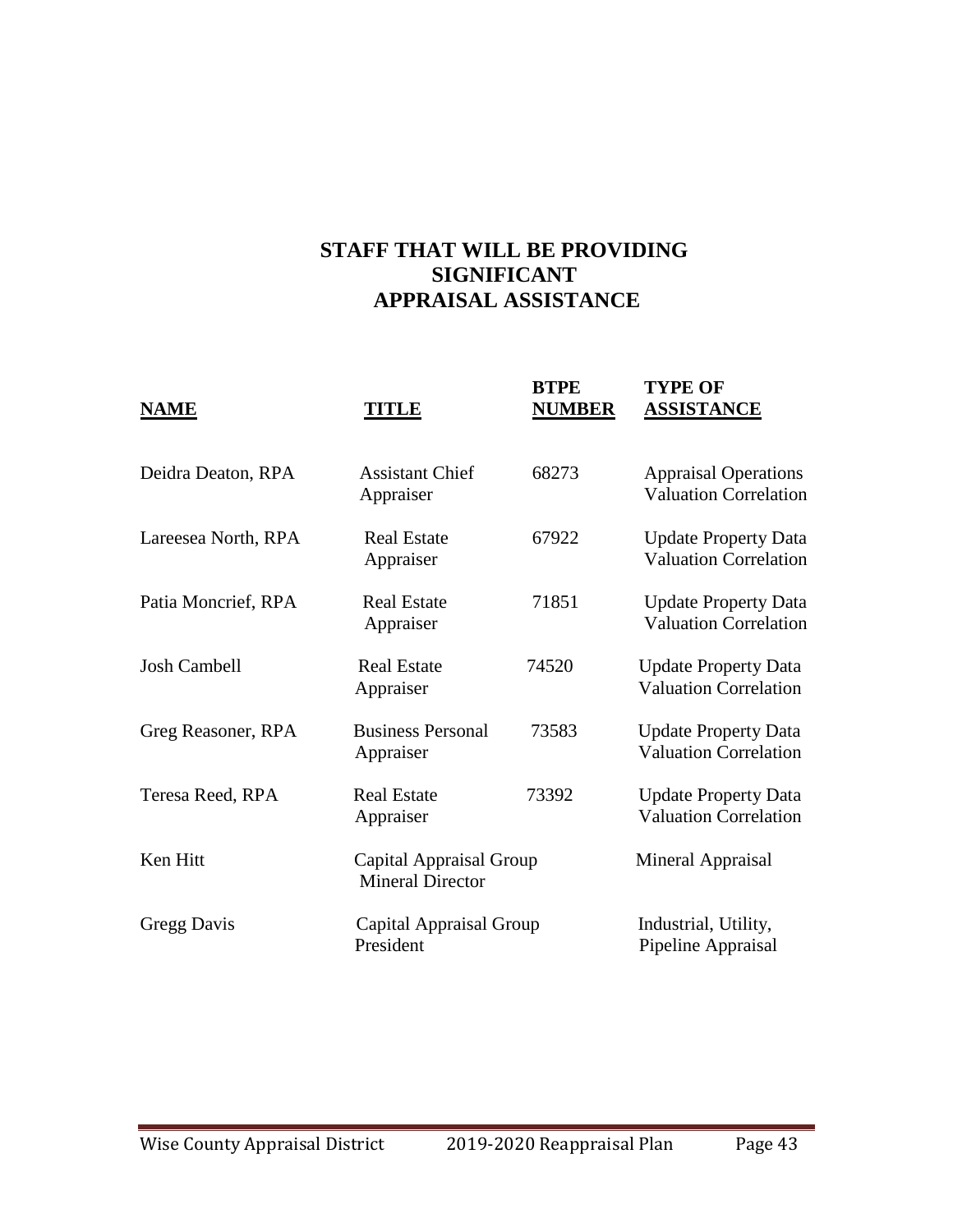## STAFF THAT WILL BE PROVIDING SIGNIFICANT APPRAISAL ASSISTANCE

| NAME | TITLE | BTPE NUMBER | TYPE OF ASSISTANCE |
|---|---|---|---|
| Deidra Deaton, RPA | Assistant Chief Appraiser | 68273 | Appraisal Operations Valuation Correlation |
| Lareesea North, RPA | Real Estate Appraiser | 67922 | Update Property Data Valuation Correlation |
| Patia Moncrief, RPA | Real Estate Appraiser | 71851 | Update Property Data Valuation Correlation |
| Josh Cambell | Real Estate Appraiser | 74520 | Update Property Data Valuation Correlation |
| Greg Reasoner, RPA | Business Personal Appraiser | 73583 | Update Property Data Valuation Correlation |
| Teresa Reed, RPA | Real Estate Appraiser | 73392 | Update Property Data Valuation Correlation |
| Ken Hitt | Capital Appraisal Group Mineral Director | | Mineral Appraisal |
| Gregg Davis | Capital Appraisal Group President | | Industrial, Utility, Pipeline Appraisal |